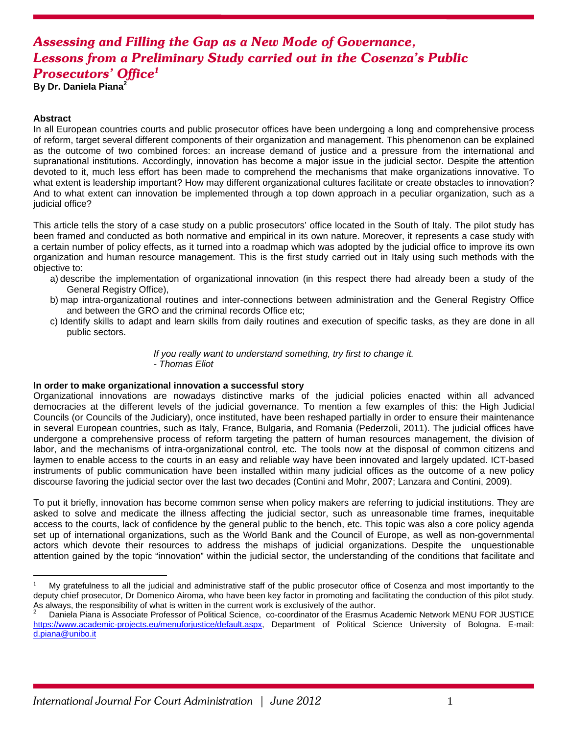# Assessing and Filling the Gap as a New Mode of Governance, Lessons from a Preliminary Study carried out in the Cosenza's Public Prosecutors' Office[1]

**By Dr. Daniela Piana[2]**

**Abstract**

In all European countries courts and public prosecutor offices have been undergoing a long and comprehensive process of reform, target several different components of their organization and management. This phenomenon can be explained as the outcome of two combined forces: an increase demand of justice and a pressure from the international and supranational institutions. Accordingly, innovation has become a major issue in the judicial sector. Despite the attention devoted to it, much less effort has been made to comprehend the mechanisms that make organizations innovative. To what extent is leadership important? How may different organizational cultures facilitate or create obstacles to innovation? And to what extent can innovation be implemented through a top down approach in a peculiar organization, such as a judicial office?

This article tells the story of a case study on a public prosecutors' office located in the South of Italy. The pilot study has been framed and conducted as both normative and empirical in its own nature. Moreover, it represents a case study with a certain number of policy effects, as it turned into a roadmap which was adopted by the judicial office to improve its own organization and human resource management. This is the first study carried out in Italy using such methods with the objective to:

a) describe the implementation of organizational innovation (in this respect there had already been a study of the General Registry Office),
b) map intra-organizational routines and inter-connections between administration and the General Registry Office and between the GRO and the criminal records Office etc;
c) Identify skills to adapt and learn skills from daily routines and execution of specific tasks, as they are done in all public sectors.

*If you really want to understand something, try first to change it.*
*- Thomas Eliot*

**In order to make organizational innovation a successful story**

Organizational innovations are nowadays distinctive marks of the judicial policies enacted within all advanced democracies at the different levels of the judicial governance. To mention a few examples of this: the High Judicial Councils (or Councils of the Judiciary), once instituted, have been reshaped partially in order to ensure their maintenance in several European countries, such as Italy, France, Bulgaria, and Romania (Pederzoli, 2011). The judicial offices have undergone a comprehensive process of reform targeting the pattern of human resources management, the division of labor, and the mechanisms of intra-organizational control, etc. The tools now at the disposal of common citizens and laymen to enable access to the courts in an easy and reliable way have been innovated and largely updated. ICT-based instruments of public communication have been installed within many judicial offices as the outcome of a new policy discourse favoring the judicial sector over the last two decades (Contini and Mohr, 2007; Lanzara and Contini, 2009).

To put it briefly, innovation has become common sense when policy makers are referring to judicial institutions. They are asked to solve and medicate the illness affecting the judicial sector, such as unreasonable time frames, inequitable access to the courts, lack of confidence by the general public to the bench, etc. This topic was also a core policy agenda set up of international organizations, such as the World Bank and the Council of Europe, as well as non-governmental actors which devote their resources to address the mishaps of judicial organizations. Despite the unquestionable attention gained by the topic "innovation" within the judicial sector, the understanding of the conditions that facilitate and

---

[1] My gratefulness to all the judicial and administrative staff of the public prosecutor office of Cosenza and most importantly to the deputy chief prosecutor, Dr Domenico Airoma, who have been key factor in promoting and facilitating the conduction of this pilot study. As always, the responsibility of what is written in the current work is exclusively of the author.

[2] Daniela Piana is Associate Professor of Political Science, co-coordinator of the Erasmus Academic Network MENU FOR JUSTICE https://www.academic-projects.eu/menuforjustice/default.aspx, Department of Political Science University of Bologna. E-mail: d.piana@unibo.it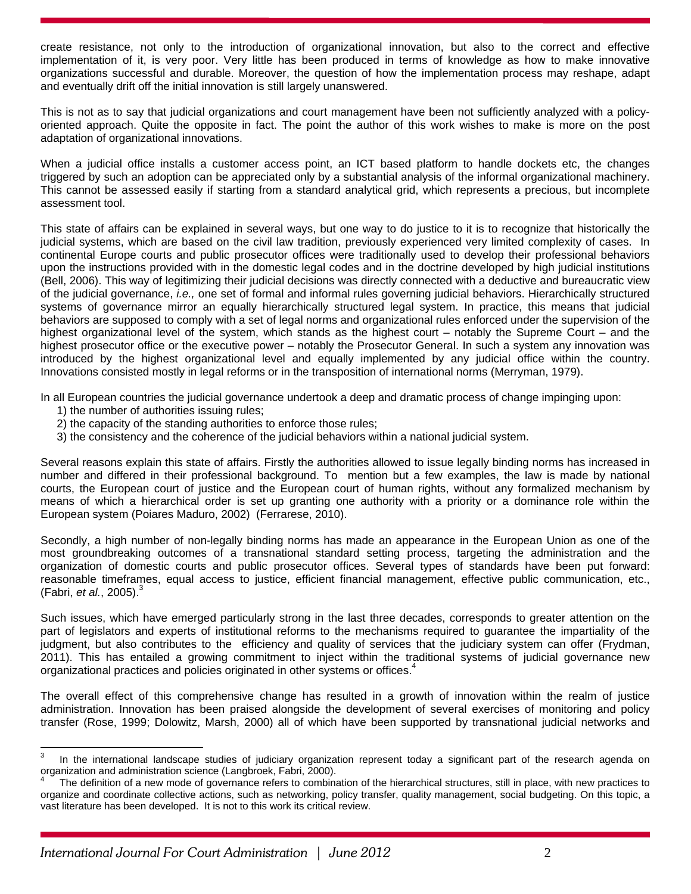create resistance, not only to the introduction of organizational innovation, but also to the correct and effective implementation of it, is very poor. Very little has been produced in terms of knowledge as how to make innovative organizations successful and durable. Moreover, the question of how the implementation process may reshape, adapt and eventually drift off the initial innovation is still largely unanswered.

This is not as to say that judicial organizations and court management have been not sufficiently analyzed with a policy-oriented approach. Quite the opposite in fact. The point the author of this work wishes to make is more on the post adaptation of organizational innovations.

When a judicial office installs a customer access point, an ICT based platform to handle dockets etc, the changes triggered by such an adoption can be appreciated only by a substantial analysis of the informal organizational machinery. This cannot be assessed easily if starting from a standard analytical grid, which represents a precious, but incomplete assessment tool.

This state of affairs can be explained in several ways, but one way to do justice to it is to recognize that historically the judicial systems, which are based on the civil law tradition, previously experienced very limited complexity of cases. In continental Europe courts and public prosecutor offices were traditionally used to develop their professional behaviors upon the instructions provided with in the domestic legal codes and in the doctrine developed by high judicial institutions (Bell, 2006). This way of legitimizing their judicial decisions was directly connected with a deductive and bureaucratic view of the judicial governance, *i.e.,* one set of formal and informal rules governing judicial behaviors. Hierarchically structured systems of governance mirror an equally hierarchically structured legal system. In practice, this means that judicial behaviors are supposed to comply with a set of legal norms and organizational rules enforced under the supervision of the highest organizational level of the system, which stands as the highest court – notably the Supreme Court – and the highest prosecutor office or the executive power – notably the Prosecutor General. In such a system any innovation was introduced by the highest organizational level and equally implemented by any judicial office within the country. Innovations consisted mostly in legal reforms or in the transposition of international norms (Merryman, 1979).

In all European countries the judicial governance undertook a deep and dramatic process of change impinging upon:

1) the number of authorities issuing rules;
2) the capacity of the standing authorities to enforce those rules;
3) the consistency and the coherence of the judicial behaviors within a national judicial system.

Several reasons explain this state of affairs. Firstly the authorities allowed to issue legally binding norms has increased in number and differed in their professional background. To mention but a few examples, the law is made by national courts, the European court of justice and the European court of human rights, without any formalized mechanism by means of which a hierarchical order is set up granting one authority with a priority or a dominance role within the European system (Poiares Maduro, 2002) (Ferrarese, 2010).

Secondly, a high number of non-legally binding norms has made an appearance in the European Union as one of the most groundbreaking outcomes of a transnational standard setting process, targeting the administration and the organization of domestic courts and public prosecutor offices. Several types of standards have been put forward: reasonable timeframes, equal access to justice, efficient financial management, effective public communication, etc., (Fabri, *et al.*, 2005).[3]

Such issues, which have emerged particularly strong in the last three decades, corresponds to greater attention on the part of legislators and experts of institutional reforms to the mechanisms required to guarantee the impartiality of the judgment, but also contributes to the efficiency and quality of services that the judiciary system can offer (Frydman, 2011). This has entailed a growing commitment to inject within the traditional systems of judicial governance new organizational practices and policies originated in other systems or offices.[4]

The overall effect of this comprehensive change has resulted in a growth of innovation within the realm of justice administration. Innovation has been praised alongside the development of several exercises of monitoring and policy transfer (Rose, 1999; Dolowitz, Marsh, 2000) all of which have been supported by transnational judicial networks and

---

[3] In the international landscape studies of judiciary organization represent today a significant part of the research agenda on organization and administration science (Langbroek, Fabri, 2000).

[4] The definition of a new mode of governance refers to combination of the hierarchical structures, still in place, with new practices to organize and coordinate collective actions, such as networking, policy transfer, quality management, social budgeting. On this topic, a vast literature has been developed. It is not to this work its critical review.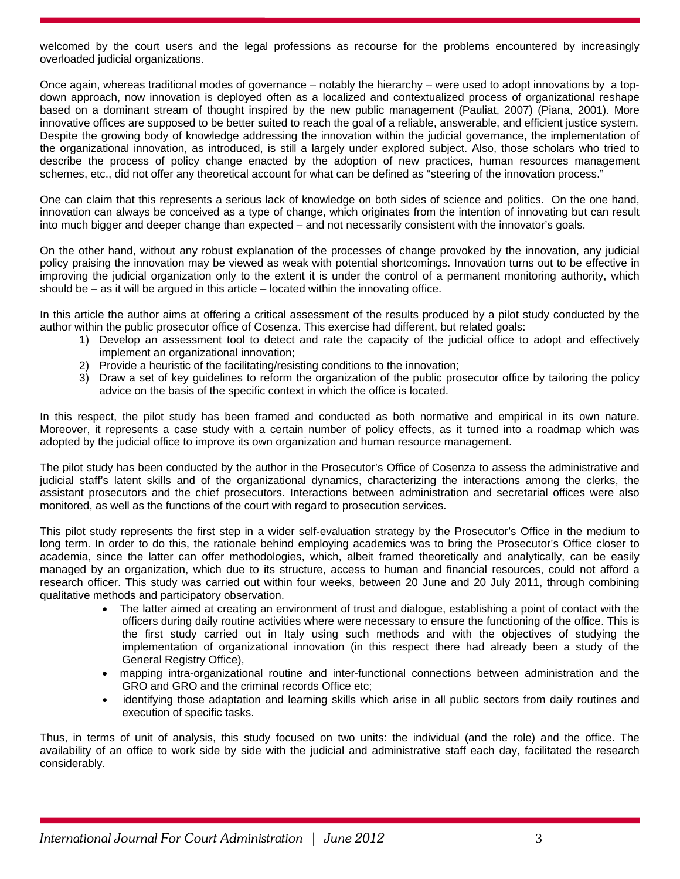welcomed by the court users and the legal professions as recourse for the problems encountered by increasingly overloaded judicial organizations.

Once again, whereas traditional modes of governance – notably the hierarchy – were used to adopt innovations by a top-down approach, now innovation is deployed often as a localized and contextualized process of organizational reshape based on a dominant stream of thought inspired by the new public management (Pauliat, 2007) (Piana, 2001). More innovative offices are supposed to be better suited to reach the goal of a reliable, answerable, and efficient justice system. Despite the growing body of knowledge addressing the innovation within the judicial governance, the implementation of the organizational innovation, as introduced, is still a largely under explored subject. Also, those scholars who tried to describe the process of policy change enacted by the adoption of new practices, human resources management schemes, etc., did not offer any theoretical account for what can be defined as "steering of the innovation process."

One can claim that this represents a serious lack of knowledge on both sides of science and politics. On the one hand, innovation can always be conceived as a type of change, which originates from the intention of innovating but can result into much bigger and deeper change than expected – and not necessarily consistent with the innovator's goals.

On the other hand, without any robust explanation of the processes of change provoked by the innovation, any judicial policy praising the innovation may be viewed as weak with potential shortcomings. Innovation turns out to be effective in improving the judicial organization only to the extent it is under the control of a permanent monitoring authority, which should be – as it will be argued in this article – located within the innovating office.

In this article the author aims at offering a critical assessment of the results produced by a pilot study conducted by the author within the public prosecutor office of Cosenza. This exercise had different, but related goals:

1) Develop an assessment tool to detect and rate the capacity of the judicial office to adopt and effectively implement an organizational innovation;
2) Provide a heuristic of the facilitating/resisting conditions to the innovation;
3) Draw a set of key guidelines to reform the organization of the public prosecutor office by tailoring the policy advice on the basis of the specific context in which the office is located.

In this respect, the pilot study has been framed and conducted as both normative and empirical in its own nature. Moreover, it represents a case study with a certain number of policy effects, as it turned into a roadmap which was adopted by the judicial office to improve its own organization and human resource management.

The pilot study has been conducted by the author in the Prosecutor's Office of Cosenza to assess the administrative and judicial staff's latent skills and of the organizational dynamics, characterizing the interactions among the clerks, the assistant prosecutors and the chief prosecutors. Interactions between administration and secretarial offices were also monitored, as well as the functions of the court with regard to prosecution services.

This pilot study represents the first step in a wider self-evaluation strategy by the Prosecutor's Office in the medium to long term. In order to do this, the rationale behind employing academics was to bring the Prosecutor's Office closer to academia, since the latter can offer methodologies, which, albeit framed theoretically and analytically, can be easily managed by an organization, which due to its structure, access to human and financial resources, could not afford a research officer. This study was carried out within four weeks, between 20 June and 20 July 2011, through combining qualitative methods and participatory observation.

- The latter aimed at creating an environment of trust and dialogue, establishing a point of contact with the officers during daily routine activities where were necessary to ensure the functioning of the office. This is the first study carried out in Italy using such methods and with the objectives of studying the implementation of organizational innovation (in this respect there had already been a study of the General Registry Office),
- mapping intra-organizational routine and inter-functional connections between administration and the GRO and GRO and the criminal records Office etc;
- identifying those adaptation and learning skills which arise in all public sectors from daily routines and execution of specific tasks.

Thus, in terms of unit of analysis, this study focused on two units: the individual (and the role) and the office. The availability of an office to work side by side with the judicial and administrative staff each day, facilitated the research considerably.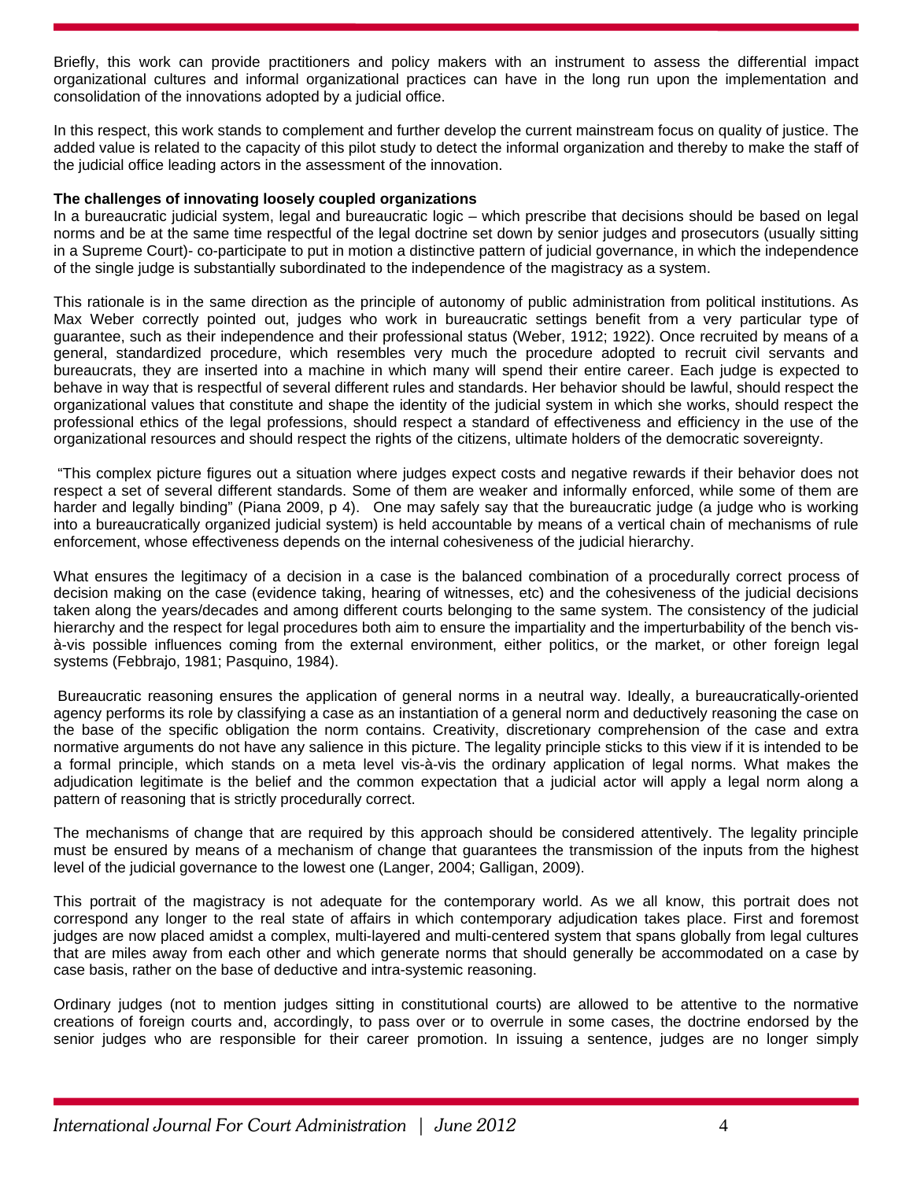Briefly, this work can provide practitioners and policy makers with an instrument to assess the differential impact organizational cultures and informal organizational practices can have in the long run upon the implementation and consolidation of the innovations adopted by a judicial office.

In this respect, this work stands to complement and further develop the current mainstream focus on quality of justice. The added value is related to the capacity of this pilot study to detect the informal organization and thereby to make the staff of the judicial office leading actors in the assessment of the innovation.

**The challenges of innovating loosely coupled organizations**

In a bureaucratic judicial system, legal and bureaucratic logic – which prescribe that decisions should be based on legal norms and be at the same time respectful of the legal doctrine set down by senior judges and prosecutors (usually sitting in a Supreme Court)- co-participate to put in motion a distinctive pattern of judicial governance, in which the independence of the single judge is substantially subordinated to the independence of the magistracy as a system.

This rationale is in the same direction as the principle of autonomy of public administration from political institutions. As Max Weber correctly pointed out, judges who work in bureaucratic settings benefit from a very particular type of guarantee, such as their independence and their professional status (Weber, 1912; 1922). Once recruited by means of a general, standardized procedure, which resembles very much the procedure adopted to recruit civil servants and bureaucrats, they are inserted into a machine in which many will spend their entire career. Each judge is expected to behave in way that is respectful of several different rules and standards. Her behavior should be lawful, should respect the organizational values that constitute and shape the identity of the judicial system in which she works, should respect the professional ethics of the legal professions, should respect a standard of effectiveness and efficiency in the use of the organizational resources and should respect the rights of the citizens, ultimate holders of the democratic sovereignty.

"This complex picture figures out a situation where judges expect costs and negative rewards if their behavior does not respect a set of several different standards. Some of them are weaker and informally enforced, while some of them are harder and legally binding" (Piana 2009, p 4). One may safely say that the bureaucratic judge (a judge who is working into a bureaucratically organized judicial system) is held accountable by means of a vertical chain of mechanisms of rule enforcement, whose effectiveness depends on the internal cohesiveness of the judicial hierarchy.

What ensures the legitimacy of a decision in a case is the balanced combination of a procedurally correct process of decision making on the case (evidence taking, hearing of witnesses, etc) and the cohesiveness of the judicial decisions taken along the years/decades and among different courts belonging to the same system. The consistency of the judicial hierarchy and the respect for legal procedures both aim to ensure the impartiality and the imperturbability of the bench vis-à-vis possible influences coming from the external environment, either politics, or the market, or other foreign legal systems (Febbrajo, 1981; Pasquino, 1984).

Bureaucratic reasoning ensures the application of general norms in a neutral way. Ideally, a bureaucratically-oriented agency performs its role by classifying a case as an instantiation of a general norm and deductively reasoning the case on the base of the specific obligation the norm contains. Creativity, discretionary comprehension of the case and extra normative arguments do not have any salience in this picture. The legality principle sticks to this view if it is intended to be a formal principle, which stands on a meta level vis-à-vis the ordinary application of legal norms. What makes the adjudication legitimate is the belief and the common expectation that a judicial actor will apply a legal norm along a pattern of reasoning that is strictly procedurally correct.

The mechanisms of change that are required by this approach should be considered attentively. The legality principle must be ensured by means of a mechanism of change that guarantees the transmission of the inputs from the highest level of the judicial governance to the lowest one (Langer, 2004; Galligan, 2009).

This portrait of the magistracy is not adequate for the contemporary world. As we all know, this portrait does not correspond any longer to the real state of affairs in which contemporary adjudication takes place. First and foremost judges are now placed amidst a complex, multi-layered and multi-centered system that spans globally from legal cultures that are miles away from each other and which generate norms that should generally be accommodated on a case by case basis, rather on the base of deductive and intra-systemic reasoning.

Ordinary judges (not to mention judges sitting in constitutional courts) are allowed to be attentive to the normative creations of foreign courts and, accordingly, to pass over or to overrule in some cases, the doctrine endorsed by the senior judges who are responsible for their career promotion. In issuing a sentence, judges are no longer simply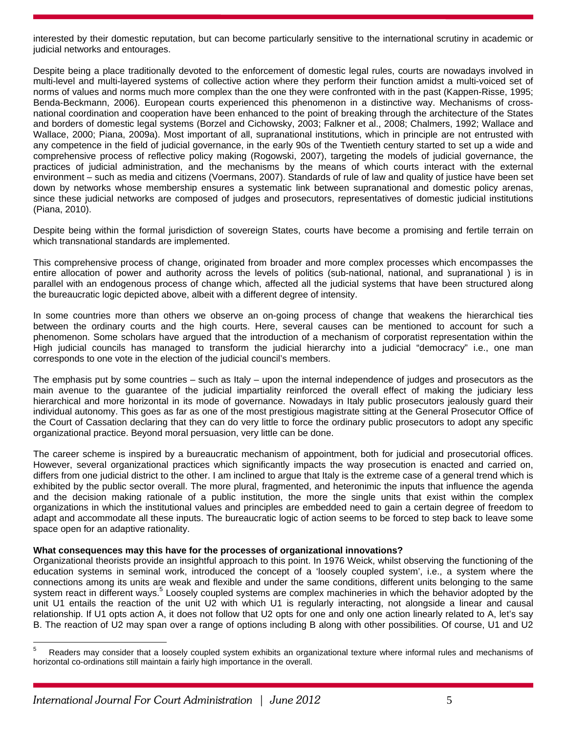interested by their domestic reputation, but can become particularly sensitive to the international scrutiny in academic or judicial networks and entourages.

Despite being a place traditionally devoted to the enforcement of domestic legal rules, courts are nowadays involved in multi-level and multi-layered systems of collective action where they perform their function amidst a multi-voiced set of norms of values and norms much more complex than the one they were confronted with in the past (Kappen-Risse, 1995; Benda-Beckmann, 2006). European courts experienced this phenomenon in a distinctive way. Mechanisms of cross-national coordination and cooperation have been enhanced to the point of breaking through the architecture of the States and borders of domestic legal systems (Borzel and Cichowsky, 2003; Falkner et al., 2008; Chalmers, 1992; Wallace and Wallace, 2000; Piana, 2009a). Most important of all, supranational institutions, which in principle are not entrusted with any competence in the field of judicial governance, in the early 90s of the Twentieth century started to set up a wide and comprehensive process of reflective policy making (Rogowski, 2007), targeting the models of judicial governance, the practices of judicial administration, and the mechanisms by the means of which courts interact with the external environment – such as media and citizens (Voermans, 2007). Standards of rule of law and quality of justice have been set down by networks whose membership ensures a systematic link between supranational and domestic policy arenas, since these judicial networks are composed of judges and prosecutors, representatives of domestic judicial institutions (Piana, 2010).

Despite being within the formal jurisdiction of sovereign States, courts have become a promising and fertile terrain on which transnational standards are implemented.

This comprehensive process of change, originated from broader and more complex processes which encompasses the entire allocation of power and authority across the levels of politics (sub-national, national, and supranational ) is in parallel with an endogenous process of change which, affected all the judicial systems that have been structured along the bureaucratic logic depicted above, albeit with a different degree of intensity.

In some countries more than others we observe an on-going process of change that weakens the hierarchical ties between the ordinary courts and the high courts. Here, several causes can be mentioned to account for such a phenomenon. Some scholars have argued that the introduction of a mechanism of corporatist representation within the High judicial councils has managed to transform the judicial hierarchy into a judicial "democracy" i.e., one man corresponds to one vote in the election of the judicial council's members.

The emphasis put by some countries – such as Italy – upon the internal independence of judges and prosecutors as the main avenue to the guarantee of the judicial impartiality reinforced the overall effect of making the judiciary less hierarchical and more horizontal in its mode of governance. Nowadays in Italy public prosecutors jealously guard their individual autonomy. This goes as far as one of the most prestigious magistrate sitting at the General Prosecutor Office of the Court of Cassation declaring that they can do very little to force the ordinary public prosecutors to adopt any specific organizational practice. Beyond moral persuasion, very little can be done.

The career scheme is inspired by a bureaucratic mechanism of appointment, both for judicial and prosecutorial offices. However, several organizational practices which significantly impacts the way prosecution is enacted and carried on, differs from one judicial district to the other. I am inclined to argue that Italy is the extreme case of a general trend which is exhibited by the public sector overall. The more plural, fragmented, and heteronimic the inputs that influence the agenda and the decision making rationale of a public institution, the more the single units that exist within the complex organizations in which the institutional values and principles are embedded need to gain a certain degree of freedom to adapt and accommodate all these inputs. The bureaucratic logic of action seems to be forced to step back to leave some space open for an adaptive rationality.

**What consequences may this have for the processes of organizational innovations?**

Organizational theorists provide an insightful approach to this point. In 1976 Weick, whilst observing the functioning of the education systems in seminal work, introduced the concept of a 'loosely coupled system', i.e., a system where the connections among its units are weak and flexible and under the same conditions, different units belonging to the same system react in different ways.[5] Loosely coupled systems are complex machineries in which the behavior adopted by the unit U1 entails the reaction of the unit U2 with which U1 is regularly interacting, not alongside a linear and causal relationship. If U1 opts action A, it does not follow that U2 opts for one and only one action linearly related to A, let's say B. The reaction of U2 may span over a range of options including B along with other possibilities. Of course, U1 and U2

[5] Readers may consider that a loosely coupled system exhibits an organizational texture where informal rules and mechanisms of horizontal co-ordinations still maintain a fairly high importance in the overall.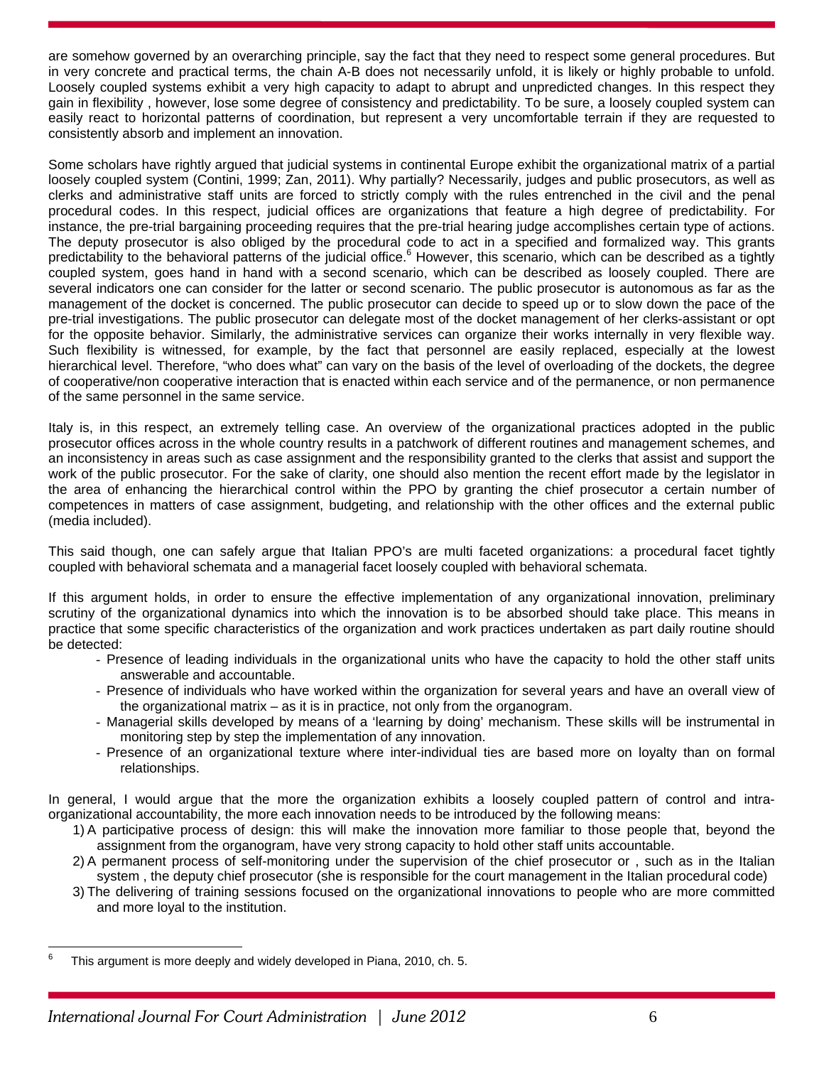are somehow governed by an overarching principle, say the fact that they need to respect some general procedures. But in very concrete and practical terms, the chain A-B does not necessarily unfold, it is likely or highly probable to unfold. Loosely coupled systems exhibit a very high capacity to adapt to abrupt and unpredicted changes. In this respect they gain in flexibility , however, lose some degree of consistency and predictability. To be sure, a loosely coupled system can easily react to horizontal patterns of coordination, but represent a very uncomfortable terrain if they are requested to consistently absorb and implement an innovation.

Some scholars have rightly argued that judicial systems in continental Europe exhibit the organizational matrix of a partial loosely coupled system (Contini, 1999; Zan, 2011). Why partially? Necessarily, judges and public prosecutors, as well as clerks and administrative staff units are forced to strictly comply with the rules entrenched in the civil and the penal procedural codes. In this respect, judicial offices are organizations that feature a high degree of predictability. For instance, the pre-trial bargaining proceeding requires that the pre-trial hearing judge accomplishes certain type of actions. The deputy prosecutor is also obliged by the procedural code to act in a specified and formalized way. This grants predictability to the behavioral patterns of the judicial office.[6] However, this scenario, which can be described as a tightly coupled system, goes hand in hand with a second scenario, which can be described as loosely coupled. There are several indicators one can consider for the latter or second scenario. The public prosecutor is autonomous as far as the management of the docket is concerned. The public prosecutor can decide to speed up or to slow down the pace of the pre-trial investigations. The public prosecutor can delegate most of the docket management of her clerks-assistant or opt for the opposite behavior. Similarly, the administrative services can organize their works internally in very flexible way. Such flexibility is witnessed, for example, by the fact that personnel are easily replaced, especially at the lowest hierarchical level. Therefore, "who does what" can vary on the basis of the level of overloading of the dockets, the degree of cooperative/non cooperative interaction that is enacted within each service and of the permanence, or non permanence of the same personnel in the same service.

Italy is, in this respect, an extremely telling case. An overview of the organizational practices adopted in the public prosecutor offices across in the whole country results in a patchwork of different routines and management schemes, and an inconsistency in areas such as case assignment and the responsibility granted to the clerks that assist and support the work of the public prosecutor. For the sake of clarity, one should also mention the recent effort made by the legislator in the area of enhancing the hierarchical control within the PPO by granting the chief prosecutor a certain number of competences in matters of case assignment, budgeting, and relationship with the other offices and the external public (media included).

This said though, one can safely argue that Italian PPO's are multi faceted organizations: a procedural facet tightly coupled with behavioral schemata and a managerial facet loosely coupled with behavioral schemata.

If this argument holds, in order to ensure the effective implementation of any organizational innovation, preliminary scrutiny of the organizational dynamics into which the innovation is to be absorbed should take place. This means in practice that some specific characteristics of the organization and work practices undertaken as part daily routine should be detected:

- Presence of leading individuals in the organizational units who have the capacity to hold the other staff units answerable and accountable.
- Presence of individuals who have worked within the organization for several years and have an overall view of the organizational matrix – as it is in practice, not only from the organogram.
- Managerial skills developed by means of a 'learning by doing' mechanism. These skills will be instrumental in monitoring step by step the implementation of any innovation.
- Presence of an organizational texture where inter-individual ties are based more on loyalty than on formal relationships.

In general, I would argue that the more the organization exhibits a loosely coupled pattern of control and intra-organizational accountability, the more each innovation needs to be introduced by the following means:

1) A participative process of design: this will make the innovation more familiar to those people that, beyond the assignment from the organogram, have very strong capacity to hold other staff units accountable.
2) A permanent process of self-monitoring under the supervision of the chief prosecutor or , such as in the Italian system , the deputy chief prosecutor (she is responsible for the court management in the Italian procedural code)
3) The delivering of training sessions focused on the organizational innovations to people who are more committed and more loyal to the institution.

---

[6] This argument is more deeply and widely developed in Piana, 2010, ch. 5.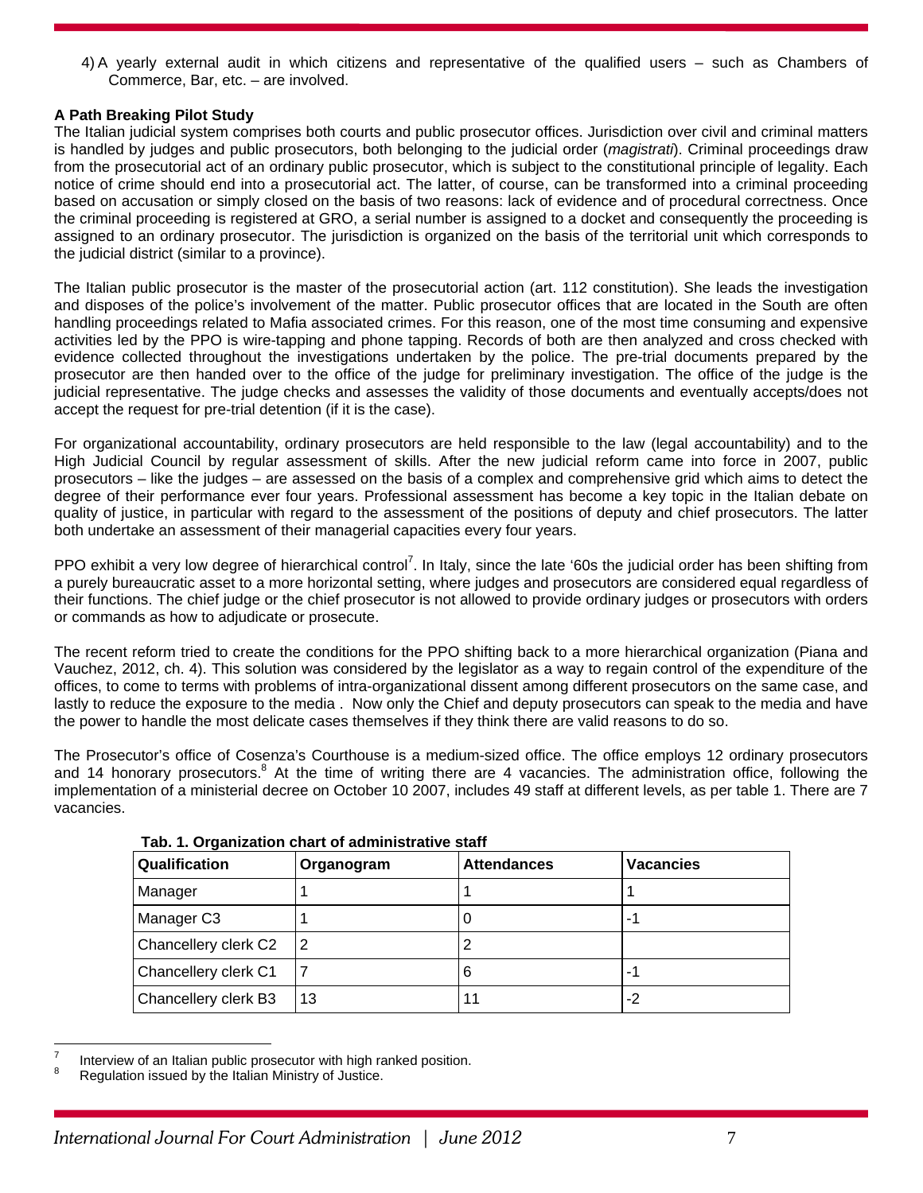4) A yearly external audit in which citizens and representative of the qualified users – such as Chambers of Commerce, Bar, etc. – are involved.

**A Path Breaking Pilot Study**

The Italian judicial system comprises both courts and public prosecutor offices. Jurisdiction over civil and criminal matters is handled by judges and public prosecutors, both belonging to the judicial order (*magistrati*). Criminal proceedings draw from the prosecutorial act of an ordinary public prosecutor, which is subject to the constitutional principle of legality. Each notice of crime should end into a prosecutorial act. The latter, of course, can be transformed into a criminal proceeding based on accusation or simply closed on the basis of two reasons: lack of evidence and of procedural correctness. Once the criminal proceeding is registered at GRO, a serial number is assigned to a docket and consequently the proceeding is assigned to an ordinary prosecutor. The jurisdiction is organized on the basis of the territorial unit which corresponds to the judicial district (similar to a province).

The Italian public prosecutor is the master of the prosecutorial action (art. 112 constitution). She leads the investigation and disposes of the police's involvement of the matter. Public prosecutor offices that are located in the South are often handling proceedings related to Mafia associated crimes. For this reason, one of the most time consuming and expensive activities led by the PPO is wire-tapping and phone tapping. Records of both are then analyzed and cross checked with evidence collected throughout the investigations undertaken by the police. The pre-trial documents prepared by the prosecutor are then handed over to the office of the judge for preliminary investigation. The office of the judge is the judicial representative. The judge checks and assesses the validity of those documents and eventually accepts/does not accept the request for pre-trial detention (if it is the case).

For organizational accountability, ordinary prosecutors are held responsible to the law (legal accountability) and to the High Judicial Council by regular assessment of skills. After the new judicial reform came into force in 2007, public prosecutors – like the judges – are assessed on the basis of a complex and comprehensive grid which aims to detect the degree of their performance ever four years. Professional assessment has become a key topic in the Italian debate on quality of justice, in particular with regard to the assessment of the positions of deputy and chief prosecutors. The latter both undertake an assessment of their managerial capacities every four years.

PPO exhibit a very low degree of hierarchical control[7]. In Italy, since the late '60s the judicial order has been shifting from a purely bureaucratic asset to a more horizontal setting, where judges and prosecutors are considered equal regardless of their functions. The chief judge or the chief prosecutor is not allowed to provide ordinary judges or prosecutors with orders or commands as how to adjudicate or prosecute.

The recent reform tried to create the conditions for the PPO shifting back to a more hierarchical organization (Piana and Vauchez, 2012, ch. 4). This solution was considered by the legislator as a way to regain control of the expenditure of the offices, to come to terms with problems of intra-organizational dissent among different prosecutors on the same case, and lastly to reduce the exposure to the media . Now only the Chief and deputy prosecutors can speak to the media and have the power to handle the most delicate cases themselves if they think there are valid reasons to do so.

The Prosecutor's office of Cosenza's Courthouse is a medium-sized office. The office employs 12 ordinary prosecutors and 14 honorary prosecutors.[8] At the time of writing there are 4 vacancies. The administration office, following the implementation of a ministerial decree on October 10 2007, includes 49 staff at different levels, as per table 1. There are 7 vacancies.

**Tab. 1. Organization chart of administrative staff**

| Qualification | Organogram | Attendances | Vacancies |
|---|---|---|---|
| Manager | 1 | 1 | 1 |
| Manager C3 | 1 | 0 | -1 |
| Chancellery clerk C2 | 2 | 2 | |
| Chancellery clerk C1 | 7 | 6 | -1 |
| Chancellery clerk B3 | 13 | 11 | -2 |

[7] Interview of an Italian public prosecutor with high ranked position.

[8] Regulation issued by the Italian Ministry of Justice.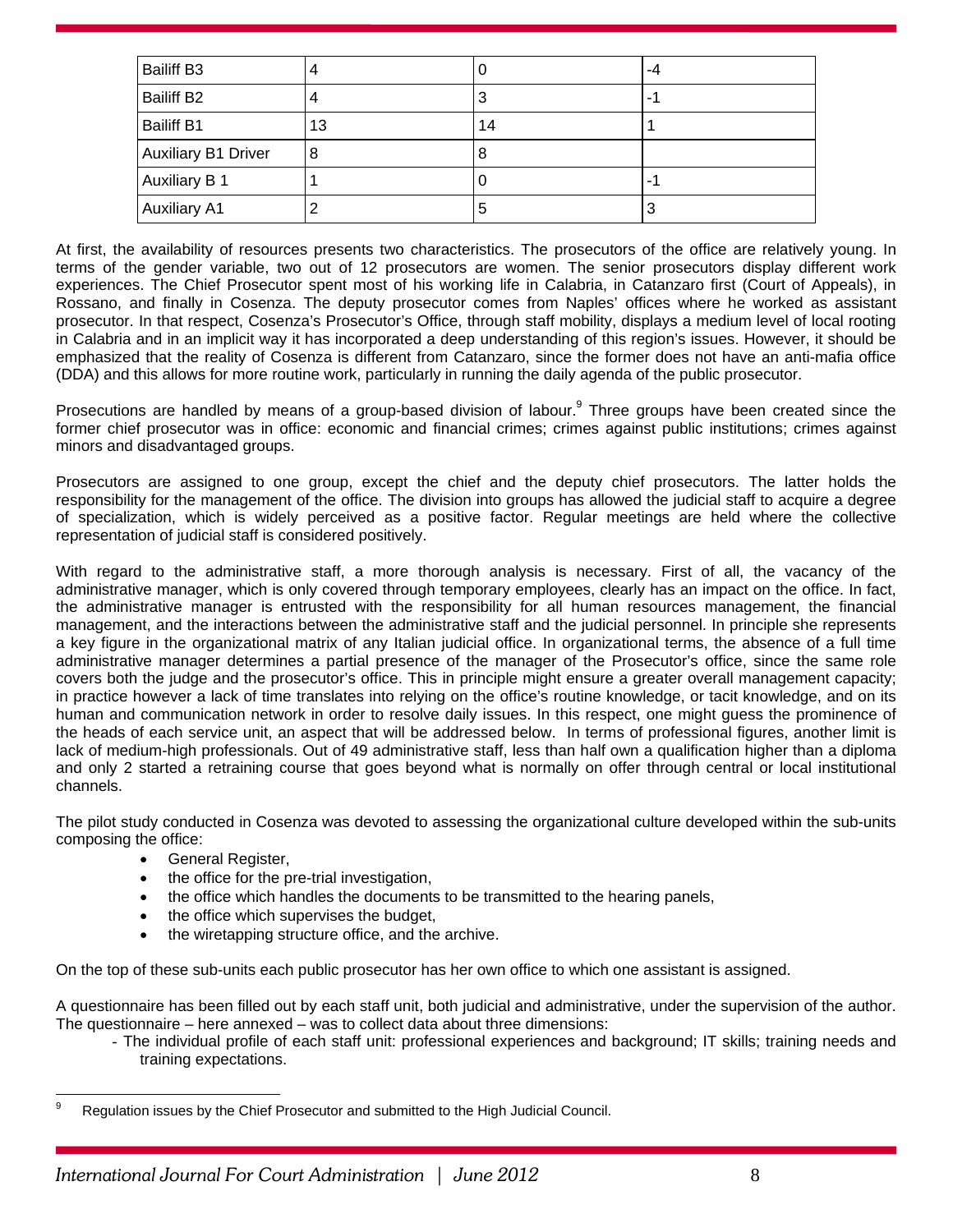| Bailiff B3 | 4 | 0 | -4 |
|---|---|---|---|
| Bailiff B2 | 4 | 3 | -1 |
| Bailiff B1 | 13 | 14 | 1 |
| Auxiliary B1 Driver | 8 | 8 | |
| Auxiliary B 1 | 1 | 0 | -1 |
| Auxiliary A1 | 2 | 5 | 3 |

At first, the availability of resources presents two characteristics. The prosecutors of the office are relatively young. In terms of the gender variable, two out of 12 prosecutors are women. The senior prosecutors display different work experiences. The Chief Prosecutor spent most of his working life in Calabria, in Catanzaro first (Court of Appeals), in Rossano, and finally in Cosenza. The deputy prosecutor comes from Naples' offices where he worked as assistant prosecutor. In that respect, Cosenza's Prosecutor's Office, through staff mobility, displays a medium level of local rooting in Calabria and in an implicit way it has incorporated a deep understanding of this region's issues. However, it should be emphasized that the reality of Cosenza is different from Catanzaro, since the former does not have an anti-mafia office (DDA) and this allows for more routine work, particularly in running the daily agenda of the public prosecutor.

Prosecutions are handled by means of a group-based division of labour.[9] Three groups have been created since the former chief prosecutor was in office: economic and financial crimes; crimes against public institutions; crimes against minors and disadvantaged groups.

Prosecutors are assigned to one group, except the chief and the deputy chief prosecutors. The latter holds the responsibility for the management of the office. The division into groups has allowed the judicial staff to acquire a degree of specialization, which is widely perceived as a positive factor. Regular meetings are held where the collective representation of judicial staff is considered positively.

With regard to the administrative staff, a more thorough analysis is necessary. First of all, the vacancy of the administrative manager, which is only covered through temporary employees, clearly has an impact on the office. In fact, the administrative manager is entrusted with the responsibility for all human resources management, the financial management, and the interactions between the administrative staff and the judicial personnel. In principle she represents a key figure in the organizational matrix of any Italian judicial office. In organizational terms, the absence of a full time administrative manager determines a partial presence of the manager of the Prosecutor's office, since the same role covers both the judge and the prosecutor's office. This in principle might ensure a greater overall management capacity; in practice however a lack of time translates into relying on the office's routine knowledge, or tacit knowledge, and on its human and communication network in order to resolve daily issues. In this respect, one might guess the prominence of the heads of each service unit, an aspect that will be addressed below. In terms of professional figures, another limit is lack of medium-high professionals. Out of 49 administrative staff, less than half own a qualification higher than a diploma and only 2 started a retraining course that goes beyond what is normally on offer through central or local institutional channels.

The pilot study conducted in Cosenza was devoted to assessing the organizational culture developed within the sub-units composing the office:

- General Register,
- the office for the pre-trial investigation,
- the office which handles the documents to be transmitted to the hearing panels,
- the office which supervises the budget,
- the wiretapping structure office, and the archive.

On the top of these sub-units each public prosecutor has her own office to which one assistant is assigned.

A questionnaire has been filled out by each staff unit, both judicial and administrative, under the supervision of the author. The questionnaire – here annexed – was to collect data about three dimensions:

- The individual profile of each staff unit: professional experiences and background; IT skills; training needs and training expectations.

[9] Regulation issues by the Chief Prosecutor and submitted to the High Judicial Council.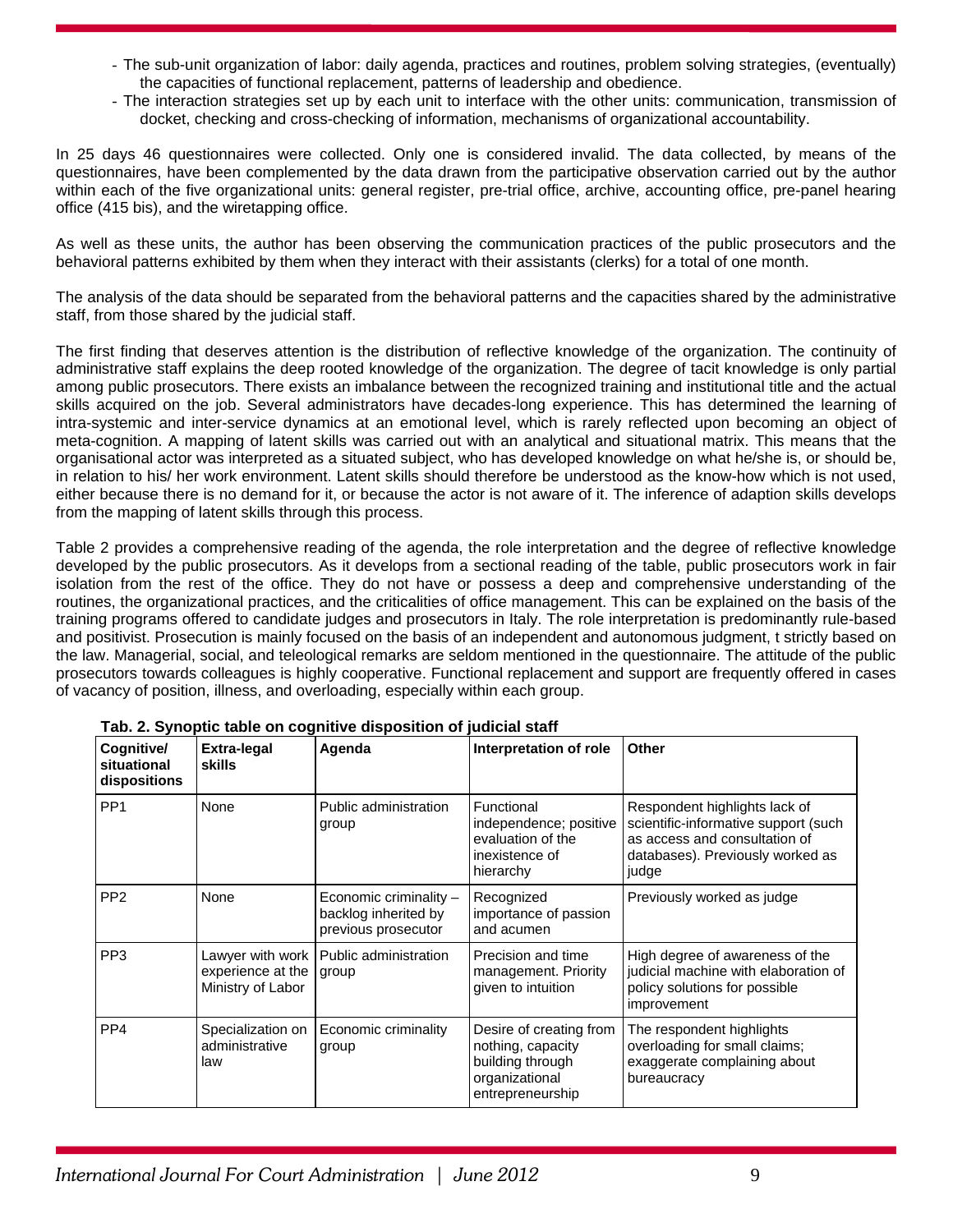- The sub-unit organization of labor: daily agenda, practices and routines, problem solving strategies, (eventually) the capacities of functional replacement, patterns of leadership and obedience.
- The interaction strategies set up by each unit to interface with the other units: communication, transmission of docket, checking and cross-checking of information, mechanisms of organizational accountability.

In 25 days 46 questionnaires were collected. Only one is considered invalid. The data collected, by means of the questionnaires, have been complemented by the data drawn from the participative observation carried out by the author within each of the five organizational units: general register, pre-trial office, archive, accounting office, pre-panel hearing office (415 bis), and the wiretapping office.

As well as these units, the author has been observing the communication practices of the public prosecutors and the behavioral patterns exhibited by them when they interact with their assistants (clerks) for a total of one month.

The analysis of the data should be separated from the behavioral patterns and the capacities shared by the administrative staff, from those shared by the judicial staff.

The first finding that deserves attention is the distribution of reflective knowledge of the organization. The continuity of administrative staff explains the deep rooted knowledge of the organization. The degree of tacit knowledge is only partial among public prosecutors. There exists an imbalance between the recognized training and institutional title and the actual skills acquired on the job. Several administrators have decades-long experience. This has determined the learning of intra-systemic and inter-service dynamics at an emotional level, which is rarely reflected upon becoming an object of meta-cognition. A mapping of latent skills was carried out with an analytical and situational matrix. This means that the organisational actor was interpreted as a situated subject, who has developed knowledge on what he/she is, or should be, in relation to his/ her work environment. Latent skills should therefore be understood as the know-how which is not used, either because there is no demand for it, or because the actor is not aware of it. The inference of adaption skills develops from the mapping of latent skills through this process.

Table 2 provides a comprehensive reading of the agenda, the role interpretation and the degree of reflective knowledge developed by the public prosecutors. As it develops from a sectional reading of the table, public prosecutors work in fair isolation from the rest of the office. They do not have or possess a deep and comprehensive understanding of the routines, the organizational practices, and the criticalities of office management. This can be explained on the basis of the training programs offered to candidate judges and prosecutors in Italy. The role interpretation is predominantly rule-based and positivist. Prosecution is mainly focused on the basis of an independent and autonomous judgment, t strictly based on the law. Managerial, social, and teleological remarks are seldom mentioned in the questionnaire. The attitude of the public prosecutors towards colleagues is highly cooperative. Functional replacement and support are frequently offered in cases of vacancy of position, illness, and overloading, especially within each group.

**Tab. 2. Synoptic table on cognitive disposition of judicial staff**

| Cognitive/ situational dispositions | Extra-legal skills | Agenda | Interpretation of role | Other |
|---|---|---|---|---|
| PP1 | None | Public administration group | Functional independence; positive evaluation of the inexistence of hierarchy | Respondent highlights lack of scientific-informative support (such as access and consultation of databases). Previously worked as judge |
| PP2 | None | Economic criminality – backlog inherited by previous prosecutor | Recognized importance of passion and acumen | Previously worked as judge |
| PP3 | Lawyer with work experience at the Ministry of Labor | Public administration group | Precision and time management. Priority given to intuition | High degree of awareness of the judicial machine with elaboration of policy solutions for possible improvement |
| PP4 | Specialization on administrative law | Economic criminality group | Desire of creating from nothing, capacity building through organizational entrepreneurship | The respondent highlights overloading for small claims; exaggerate complaining about bureaucracy |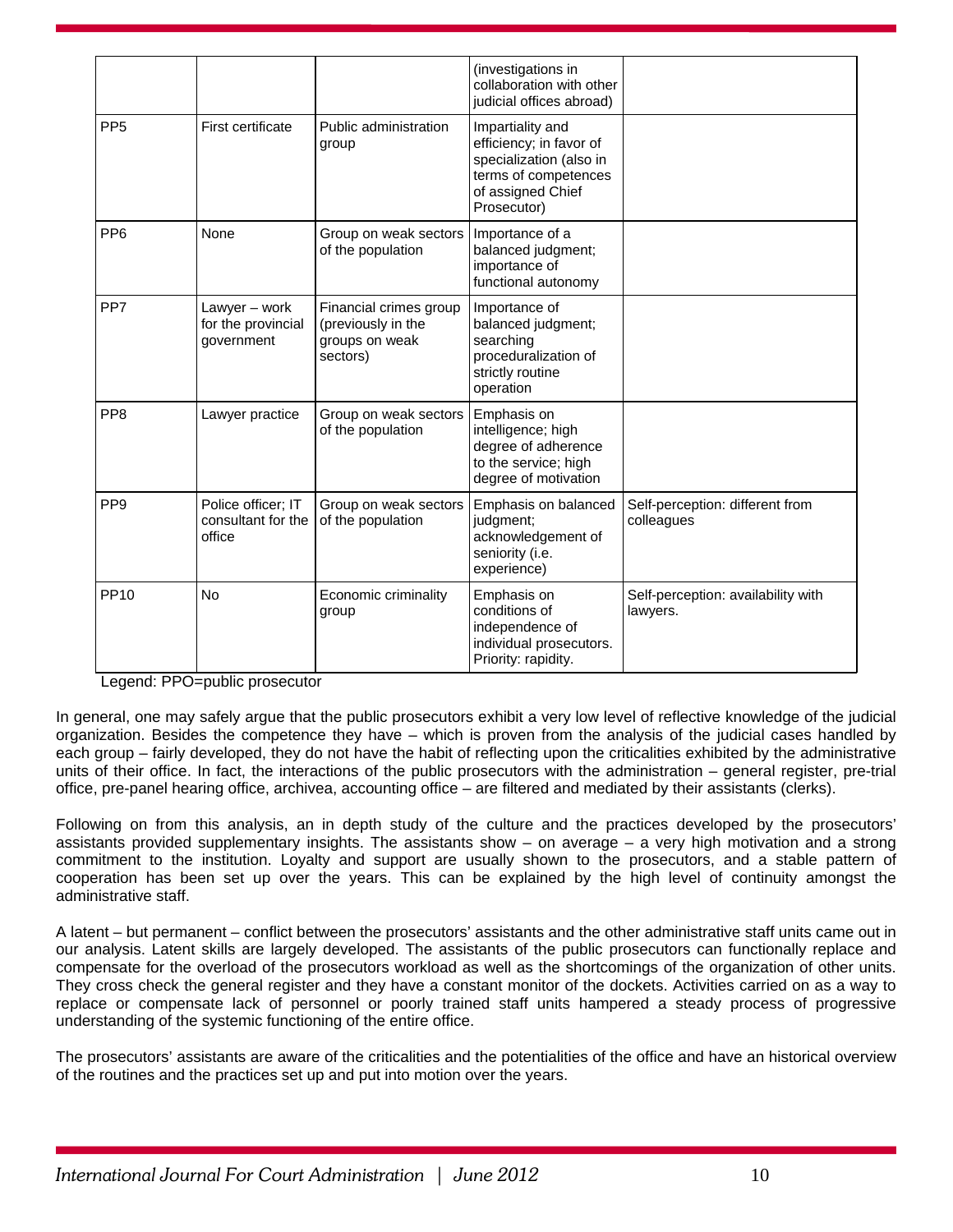| | | | | |
|---|---|---|---|---|
| | | | (investigations in collaboration with other judicial offices abroad) | |
| PP5 | First certificate | Public administration group | Impartiality and efficiency; in favor of specialization (also in terms of competences of assigned Chief Prosecutor) | |
| PP6 | None | Group on weak sectors of the population | Importance of a balanced judgment; importance of functional autonomy | |
| PP7 | Lawyer – work for the provincial government | Financial crimes group (previously in the groups on weak sectors) | Importance of balanced judgment; searching proceduralization of strictly routine operation | |
| PP8 | Lawyer practice | Group on weak sectors of the population | Emphasis on intelligence; high degree of adherence to the service; high degree of motivation | |
| PP9 | Police officer; IT consultant for the office | Group on weak sectors of the population | Emphasis on balanced judgment; acknowledgement of seniority (i.e. experience) | Self-perception: different from colleagues |
| PP10 | No | Economic criminality group | Emphasis on conditions of independence of individual prosecutors. Priority: rapidity. | Self-perception: availability with lawyers. |

Legend: PPO=public prosecutor

In general, one may safely argue that the public prosecutors exhibit a very low level of reflective knowledge of the judicial organization. Besides the competence they have – which is proven from the analysis of the judicial cases handled by each group – fairly developed, they do not have the habit of reflecting upon the criticalities exhibited by the administrative units of their office. In fact, the interactions of the public prosecutors with the administration – general register, pre-trial office, pre-panel hearing office, archivea, accounting office – are filtered and mediated by their assistants (clerks).

Following on from this analysis, an in depth study of the culture and the practices developed by the prosecutors' assistants provided supplementary insights. The assistants show – on average – a very high motivation and a strong commitment to the institution. Loyalty and support are usually shown to the prosecutors, and a stable pattern of cooperation has been set up over the years. This can be explained by the high level of continuity amongst the administrative staff.

A latent – but permanent – conflict between the prosecutors' assistants and the other administrative staff units came out in our analysis. Latent skills are largely developed. The assistants of the public prosecutors can functionally replace and compensate for the overload of the prosecutors workload as well as the shortcomings of the organization of other units. They cross check the general register and they have a constant monitor of the dockets. Activities carried on as a way to replace or compensate lack of personnel or poorly trained staff units hampered a steady process of progressive understanding of the systemic functioning of the entire office.

The prosecutors' assistants are aware of the criticalities and the potentialities of the office and have an historical overview of the routines and the practices set up and put into motion over the years.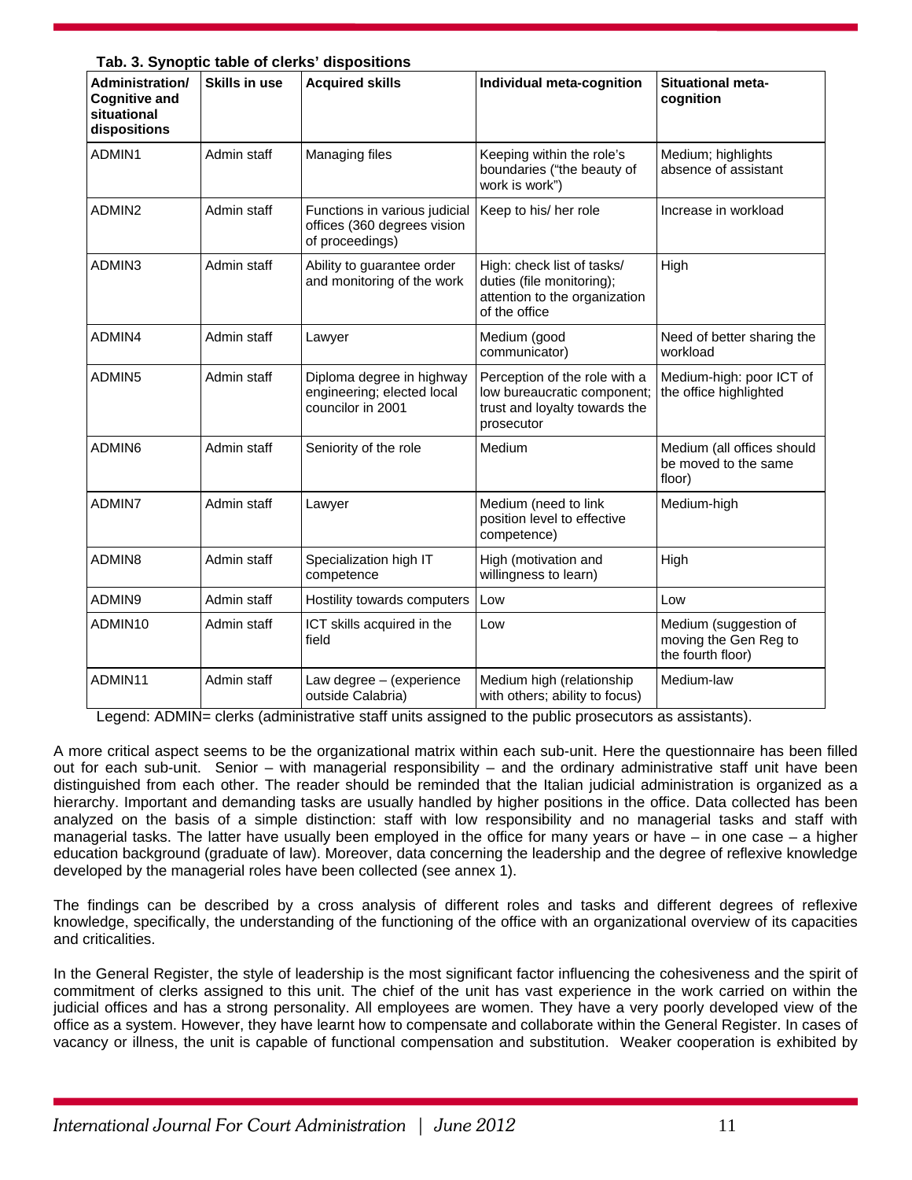**Tab. 3. Synoptic table of clerks' dispositions**

| Administration/ Cognitive and situational dispositions | Skills in use | Acquired skills | Individual meta-cognition | Situational meta-cognition |
|---|---|---|---|---|
| ADMIN1 | Admin staff | Managing files | Keeping within the role's boundaries ("the beauty of work is work") | Medium; highlights absence of assistant |
| ADMIN2 | Admin staff | Functions in various judicial offices (360 degrees vision of proceedings) | Keep to his/ her role | Increase in workload |
| ADMIN3 | Admin staff | Ability to guarantee order and monitoring of the work | High: check list of tasks/ duties (file monitoring); attention to the organization of the office | High |
| ADMIN4 | Admin staff | Lawyer | Medium (good communicator) | Need of better sharing the workload |
| ADMIN5 | Admin staff | Diploma degree in highway engineering; elected local councilor in 2001 | Perception of the role with a low bureaucratic component; trust and loyalty towards the prosecutor | Medium-high: poor ICT of the office highlighted |
| ADMIN6 | Admin staff | Seniority of the role | Medium | Medium (all offices should be moved to the same floor) |
| ADMIN7 | Admin staff | Lawyer | Medium (need to link position level to effective competence) | Medium-high |
| ADMIN8 | Admin staff | Specialization high IT competence | High (motivation and willingness to learn) | High |
| ADMIN9 | Admin staff | Hostility towards computers | Low | Low |
| ADMIN10 | Admin staff | ICT skills acquired in the field | Low | Medium (suggestion of moving the Gen Reg to the fourth floor) |
| ADMIN11 | Admin staff | Law degree – (experience outside Calabria) | Medium high (relationship with others; ability to focus) | Medium-law |

Legend: ADMIN= clerks (administrative staff units assigned to the public prosecutors as assistants).

A more critical aspect seems to be the organizational matrix within each sub-unit. Here the questionnaire has been filled out for each sub-unit. Senior – with managerial responsibility – and the ordinary administrative staff unit have been distinguished from each other. The reader should be reminded that the Italian judicial administration is organized as a hierarchy. Important and demanding tasks are usually handled by higher positions in the office. Data collected has been analyzed on the basis of a simple distinction: staff with low responsibility and no managerial tasks and staff with managerial tasks. The latter have usually been employed in the office for many years or have – in one case – a higher education background (graduate of law). Moreover, data concerning the leadership and the degree of reflexive knowledge developed by the managerial roles have been collected (see annex 1).

The findings can be described by a cross analysis of different roles and tasks and different degrees of reflexive knowledge, specifically, the understanding of the functioning of the office with an organizational overview of its capacities and criticalities.

In the General Register, the style of leadership is the most significant factor influencing the cohesiveness and the spirit of commitment of clerks assigned to this unit. The chief of the unit has vast experience in the work carried on within the judicial offices and has a strong personality. All employees are women. They have a very poorly developed view of the office as a system. However, they have learnt how to compensate and collaborate within the General Register. In cases of vacancy or illness, the unit is capable of functional compensation and substitution. Weaker cooperation is exhibited by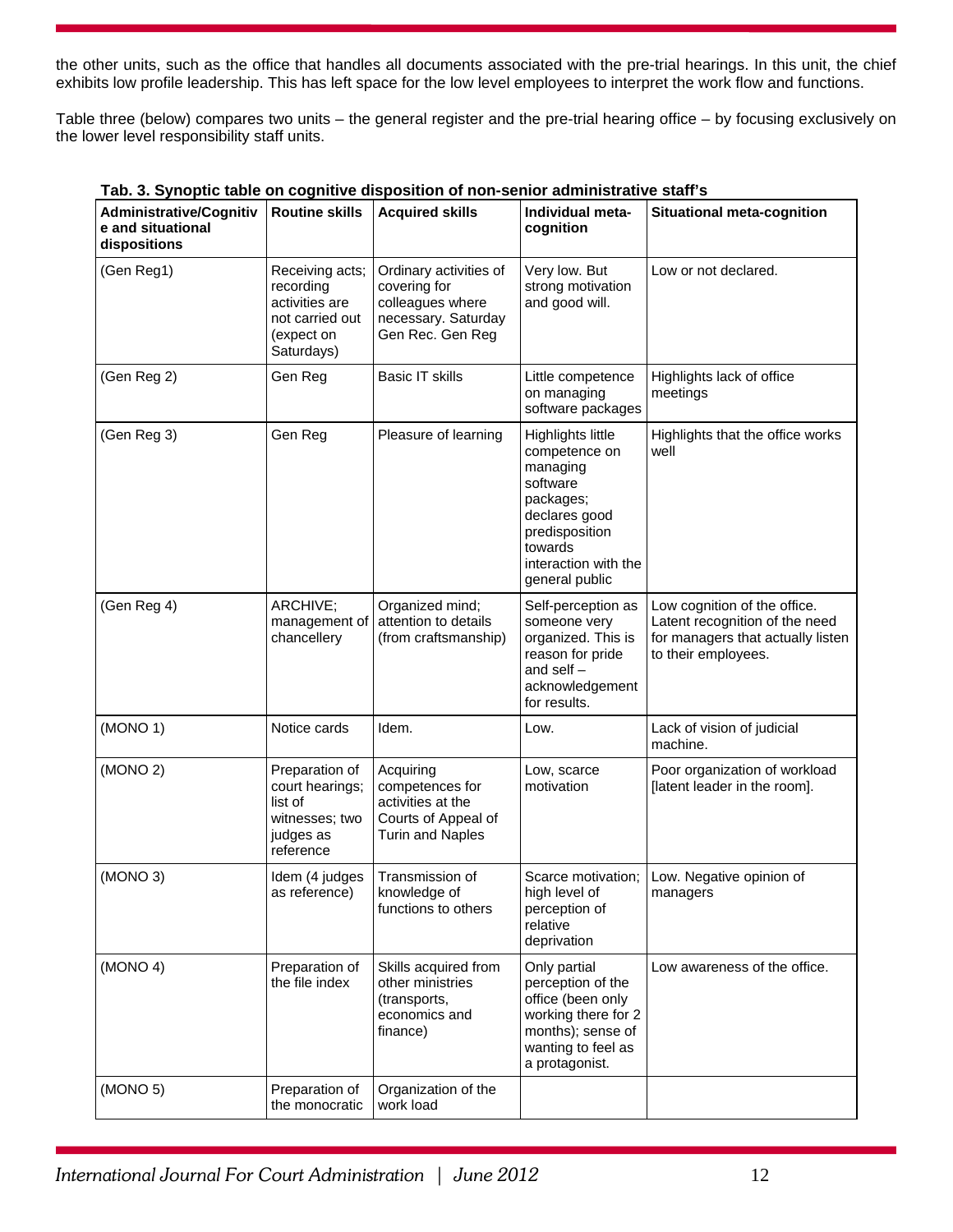the other units, such as the office that handles all documents associated with the pre-trial hearings. In this unit, the chief exhibits low profile leadership. This has left space for the low level employees to interpret the work flow and functions.

Table three (below) compares two units – the general register and the pre-trial hearing office – by focusing exclusively on the lower level responsibility staff units.

**Tab. 3. Synoptic table on cognitive disposition of non-senior administrative staff's**

| Administrative/Cognitive and situational dispositions | Routine skills | Acquired skills | Individual meta-cognition | Situational meta-cognition |
|---|---|---|---|---|
| (Gen Reg1) | Receiving acts; recording activities are not carried out (expect on Saturdays) | Ordinary activities of covering for colleagues where necessary. Saturday Gen Rec. Gen Reg | Very low. But strong motivation and good will. | Low or not declared. |
| (Gen Reg 2) | Gen Reg | Basic IT skills | Little competence on managing software packages | Highlights lack of office meetings |
| (Gen Reg 3) | Gen Reg | Pleasure of learning | Highlights little competence on managing software packages; declares good predisposition towards interaction with the general public | Highlights that the office works well |
| (Gen Reg 4) | ARCHIVE; management of chancellery | Organized mind; attention to details (from craftsmanship) | Self-perception as someone very organized. This is reason for pride and self – acknowledgement for results. | Low cognition of the office. Latent recognition of the need for managers that actually listen to their employees. |
| (MONO 1) | Notice cards | Idem. | Low. | Lack of vision of judicial machine. |
| (MONO 2) | Preparation of court hearings; list of witnesses; two judges as reference | Acquiring competences for activities at the Courts of Appeal of Turin and Naples | Low, scarce motivation | Poor organization of workload [latent leader in the room]. |
| (MONO 3) | Idem (4 judges as reference) | Transmission of knowledge of functions to others | Scarce motivation; high level of perception of relative deprivation | Low. Negative opinion of managers |
| (MONO 4) | Preparation of the file index | Skills acquired from other ministries (transports, economics and finance) | Only partial perception of the office (been only working there for 2 months); sense of wanting to feel as a protagonist. | Low awareness of the office. |
| (MONO 5) | Preparation of the monocratic | Organization of the work load | | |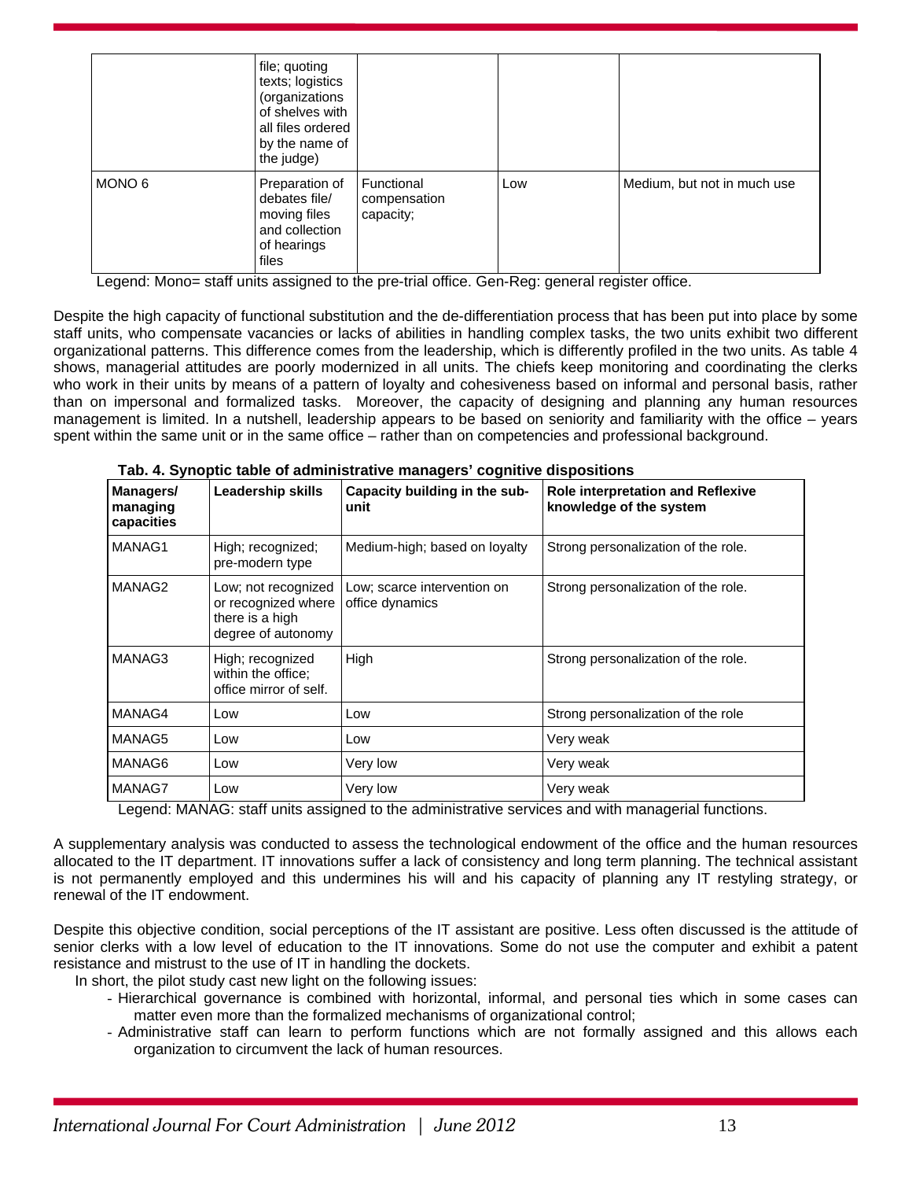| | file; quoting texts; logistics (organizations of shelves with all files ordered by the name of the judge) | | | |
|---|---|---|---|---|
| MONO 6 | Preparation of debates file/ moving files and collection of hearings files | Functional compensation capacity; | Low | Medium, but not in much use |

Legend: Mono= staff units assigned to the pre-trial office. Gen-Reg: general register office.

Despite the high capacity of functional substitution and the de-differentiation process that has been put into place by some staff units, who compensate vacancies or lacks of abilities in handling complex tasks, the two units exhibit two different organizational patterns. This difference comes from the leadership, which is differently profiled in the two units. As table 4 shows, managerial attitudes are poorly modernized in all units. The chiefs keep monitoring and coordinating the clerks who work in their units by means of a pattern of loyalty and cohesiveness based on informal and personal basis, rather than on impersonal and formalized tasks. Moreover, the capacity of designing and planning any human resources management is limited. In a nutshell, leadership appears to be based on seniority and familiarity with the office – years spent within the same unit or in the same office – rather than on competencies and professional background.

**Tab. 4. Synoptic table of administrative managers' cognitive dispositions**

| Managers/ managing capacities | Leadership skills | Capacity building in the sub-unit | Role interpretation and Reflexive knowledge of the system |
|---|---|---|---|
| MANAG1 | High; recognized; pre-modern type | Medium-high; based on loyalty | Strong personalization of the role. |
| MANAG2 | Low; not recognized or recognized where there is a high degree of autonomy | Low; scarce intervention on office dynamics | Strong personalization of the role. |
| MANAG3 | High; recognized within the office; office mirror of self. | High | Strong personalization of the role. |
| MANAG4 | Low | Low | Strong personalization of the role |
| MANAG5 | Low | Low | Very weak |
| MANAG6 | Low | Very low | Very weak |
| MANAG7 | Low | Very low | Very weak |

Legend: MANAG: staff units assigned to the administrative services and with managerial functions.

A supplementary analysis was conducted to assess the technological endowment of the office and the human resources allocated to the IT department. IT innovations suffer a lack of consistency and long term planning. The technical assistant is not permanently employed and this undermines his will and his capacity of planning any IT restyling strategy, or renewal of the IT endowment.

Despite this objective condition, social perceptions of the IT assistant are positive. Less often discussed is the attitude of senior clerks with a low level of education to the IT innovations. Some do not use the computer and exhibit a patent resistance and mistrust to the use of IT in handling the dockets.

In short, the pilot study cast new light on the following issues:

- Hierarchical governance is combined with horizontal, informal, and personal ties which in some cases can matter even more than the formalized mechanisms of organizational control;
- Administrative staff can learn to perform functions which are not formally assigned and this allows each organization to circumvent the lack of human resources.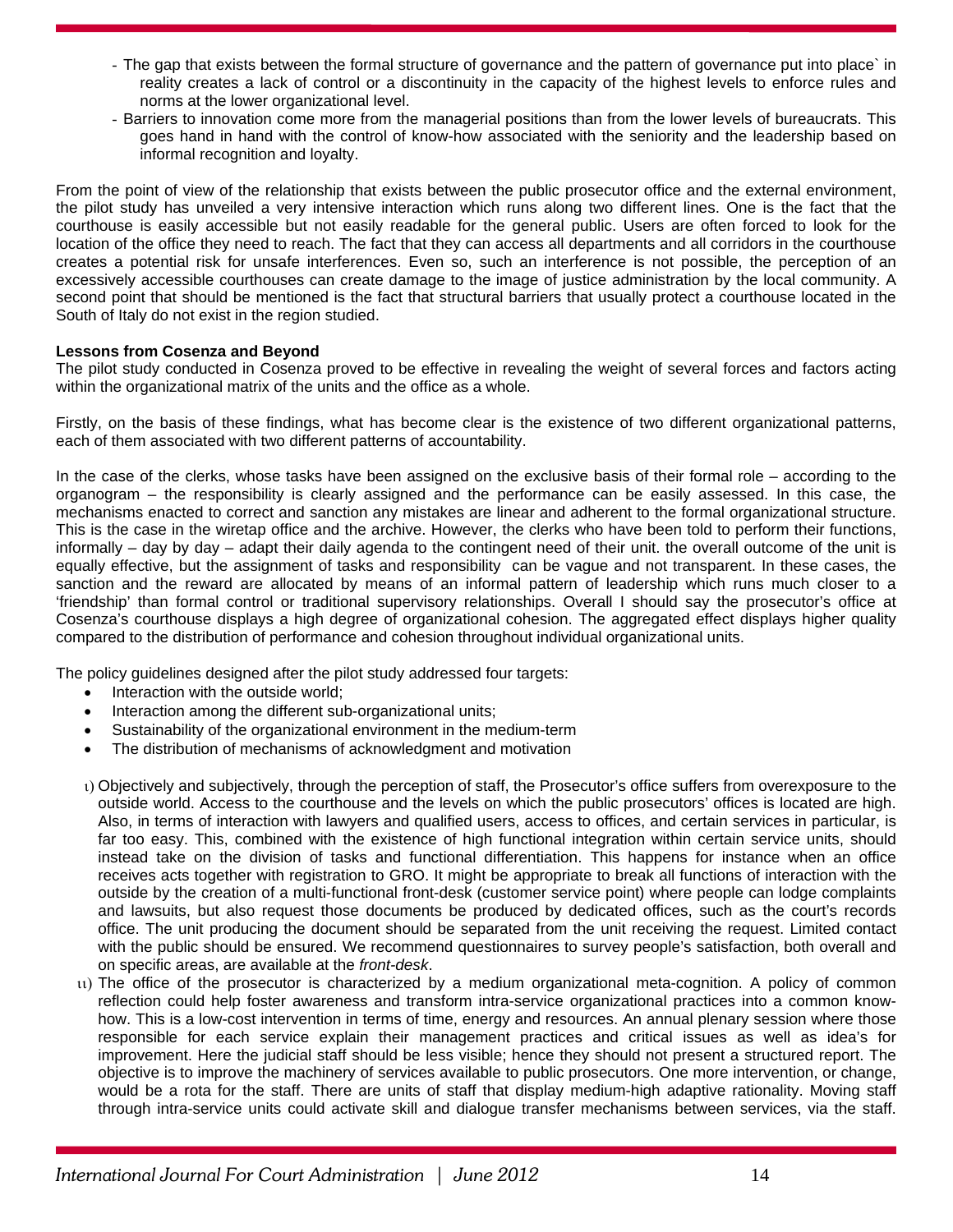- The gap that exists between the formal structure of governance and the pattern of governance put into place` in reality creates a lack of control or a discontinuity in the capacity of the highest levels to enforce rules and norms at the lower organizational level.
- Barriers to innovation come more from the managerial positions than from the lower levels of bureaucrats. This goes hand in hand with the control of know-how associated with the seniority and the leadership based on informal recognition and loyalty.

From the point of view of the relationship that exists between the public prosecutor office and the external environment, the pilot study has unveiled a very intensive interaction which runs along two different lines. One is the fact that the courthouse is easily accessible but not easily readable for the general public. Users are often forced to look for the location of the office they need to reach. The fact that they can access all departments and all corridors in the courthouse creates a potential risk for unsafe interferences. Even so, such an interference is not possible, the perception of an excessively accessible courthouses can create damage to the image of justice administration by the local community. A second point that should be mentioned is the fact that structural barriers that usually protect a courthouse located in the South of Italy do not exist in the region studied.

**Lessons from Cosenza and Beyond**

The pilot study conducted in Cosenza proved to be effective in revealing the weight of several forces and factors acting within the organizational matrix of the units and the office as a whole.

Firstly, on the basis of these findings, what has become clear is the existence of two different organizational patterns, each of them associated with two different patterns of accountability.

In the case of the clerks, whose tasks have been assigned on the exclusive basis of their formal role – according to the organogram – the responsibility is clearly assigned and the performance can be easily assessed. In this case, the mechanisms enacted to correct and sanction any mistakes are linear and adherent to the formal organizational structure. This is the case in the wiretap office and the archive. However, the clerks who have been told to perform their functions, informally – day by day – adapt their daily agenda to the contingent need of their unit. the overall outcome of the unit is equally effective, but the assignment of tasks and responsibility can be vague and not transparent. In these cases, the sanction and the reward are allocated by means of an informal pattern of leadership which runs much closer to a 'friendship' than formal control or traditional supervisory relationships. Overall I should say the prosecutor's office at Cosenza's courthouse displays a high degree of organizational cohesion. The aggregated effect displays higher quality compared to the distribution of performance and cohesion throughout individual organizational units.

The policy guidelines designed after the pilot study addressed four targets:

- Interaction with the outside world;
- Interaction among the different sub-organizational units;
- Sustainability of the organizational environment in the medium-term
- The distribution of mechanisms of acknowledgment and motivation

ι) Objectively and subjectively, through the perception of staff, the Prosecutor's office suffers from overexposure to the outside world. Access to the courthouse and the levels on which the public prosecutors' offices is located are high. Also, in terms of interaction with lawyers and qualified users, access to offices, and certain services in particular, is far too easy. This, combined with the existence of high functional integration within certain service units, should instead take on the division of tasks and functional differentiation. This happens for instance when an office receives acts together with registration to GRO. It might be appropriate to break all functions of interaction with the outside by the creation of a multi-functional front-desk (customer service point) where people can lodge complaints and lawsuits, but also request those documents be produced by dedicated offices, such as the court's records office. The unit producing the document should be separated from the unit receiving the request. Limited contact with the public should be ensured. We recommend questionnaires to survey people's satisfaction, both overall and on specific areas, are available at the *front-desk*.

ιι) The office of the prosecutor is characterized by a medium organizational meta-cognition. A policy of common reflection could help foster awareness and transform intra-service organizational practices into a common know-how. This is a low-cost intervention in terms of time, energy and resources. An annual plenary session where those responsible for each service explain their management practices and critical issues as well as idea's for improvement. Here the judicial staff should be less visible; hence they should not present a structured report. The objective is to improve the machinery of services available to public prosecutors. One more intervention, or change, would be a rota for the staff. There are units of staff that display medium-high adaptive rationality. Moving staff through intra-service units could activate skill and dialogue transfer mechanisms between services, via the staff.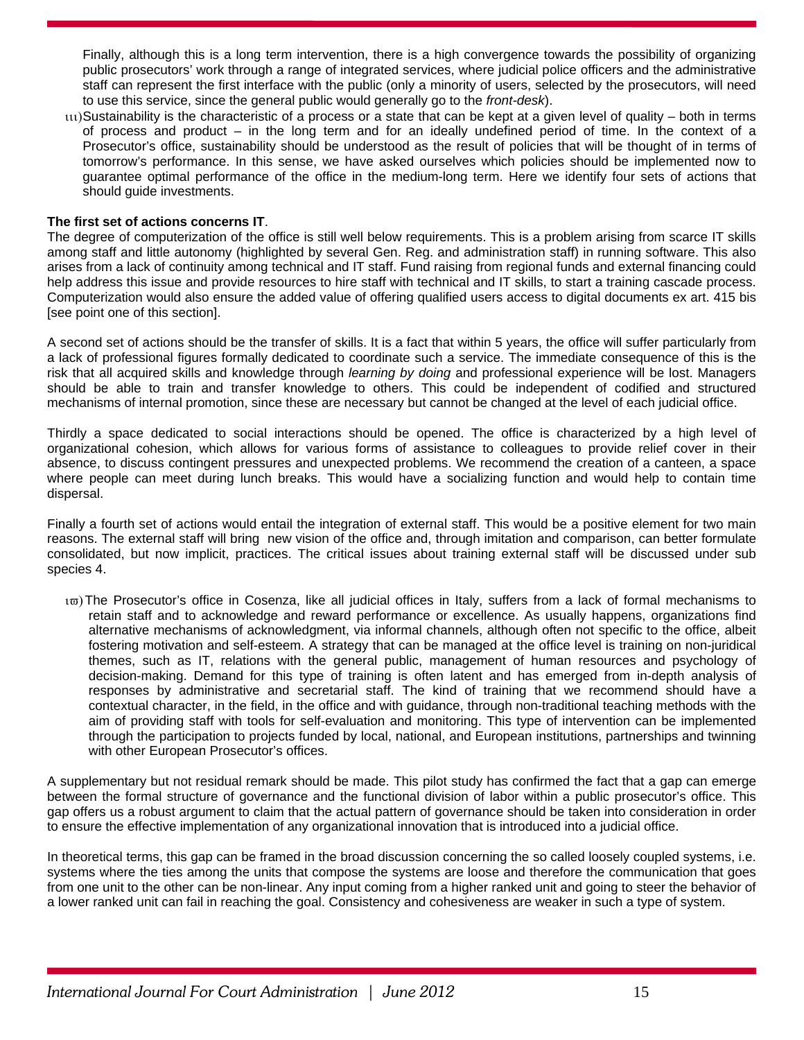Finally, although this is a long term intervention, there is a high convergence towards the possibility of organizing public prosecutors' work through a range of integrated services, where judicial police officers and the administrative staff can represent the first interface with the public (only a minority of users, selected by the prosecutors, will need to use this service, since the general public would generally go to the *front-desk*).

iii) Sustainability is the characteristic of a process or a state that can be kept at a given level of quality – both in terms of process and product – in the long term and for an ideally undefined period of time. In the context of a Prosecutor's office, sustainability should be understood as the result of policies that will be thought of in terms of tomorrow's performance. In this sense, we have asked ourselves which policies should be implemented now to guarantee optimal performance of the office in the medium-long term. Here we identify four sets of actions that should guide investments.

**The first set of actions concerns IT**.
The degree of computerization of the office is still well below requirements. This is a problem arising from scarce IT skills among staff and little autonomy (highlighted by several Gen. Reg. and administration staff) in running software. This also arises from a lack of continuity among technical and IT staff. Fund raising from regional funds and external financing could help address this issue and provide resources to hire staff with technical and IT skills, to start a training cascade process. Computerization would also ensure the added value of offering qualified users access to digital documents ex art. 415 bis [see point one of this section].

A second set of actions should be the transfer of skills. It is a fact that within 5 years, the office will suffer particularly from a lack of professional figures formally dedicated to coordinate such a service. The immediate consequence of this is the risk that all acquired skills and knowledge through *learning by doing* and professional experience will be lost. Managers should be able to train and transfer knowledge to others. This could be independent of codified and structured mechanisms of internal promotion, since these are necessary but cannot be changed at the level of each judicial office.

Thirdly a space dedicated to social interactions should be opened. The office is characterized by a high level of organizational cohesion, which allows for various forms of assistance to colleagues to provide relief cover in their absence, to discuss contingent pressures and unexpected problems. We recommend the creation of a canteen, a space where people can meet during lunch breaks. This would have a socializing function and would help to contain time dispersal.

Finally a fourth set of actions would entail the integration of external staff. This would be a positive element for two main reasons. The external staff will bring new vision of the office and, through imitation and comparison, can better formulate consolidated, but now implicit, practices. The critical issues about training external staff will be discussed under sub species 4.

iv) The Prosecutor's office in Cosenza, like all judicial offices in Italy, suffers from a lack of formal mechanisms to retain staff and to acknowledge and reward performance or excellence. As usually happens, organizations find alternative mechanisms of acknowledgment, via informal channels, although often not specific to the office, albeit fostering motivation and self-esteem. A strategy that can be managed at the office level is training on non-juridical themes, such as IT, relations with the general public, management of human resources and psychology of decision-making. Demand for this type of training is often latent and has emerged from in-depth analysis of responses by administrative and secretarial staff. The kind of training that we recommend should have a contextual character, in the field, in the office and with guidance, through non-traditional teaching methods with the aim of providing staff with tools for self-evaluation and monitoring. This type of intervention can be implemented through the participation to projects funded by local, national, and European institutions, partnerships and twinning with other European Prosecutor's offices.

A supplementary but not residual remark should be made. This pilot study has confirmed the fact that a gap can emerge between the formal structure of governance and the functional division of labor within a public prosecutor's office. This gap offers us a robust argument to claim that the actual pattern of governance should be taken into consideration in order to ensure the effective implementation of any organizational innovation that is introduced into a judicial office.

In theoretical terms, this gap can be framed in the broad discussion concerning the so called loosely coupled systems, i.e. systems where the ties among the units that compose the systems are loose and therefore the communication that goes from one unit to the other can be non-linear. Any input coming from a higher ranked unit and going to steer the behavior of a lower ranked unit can fail in reaching the goal. Consistency and cohesiveness are weaker in such a type of system.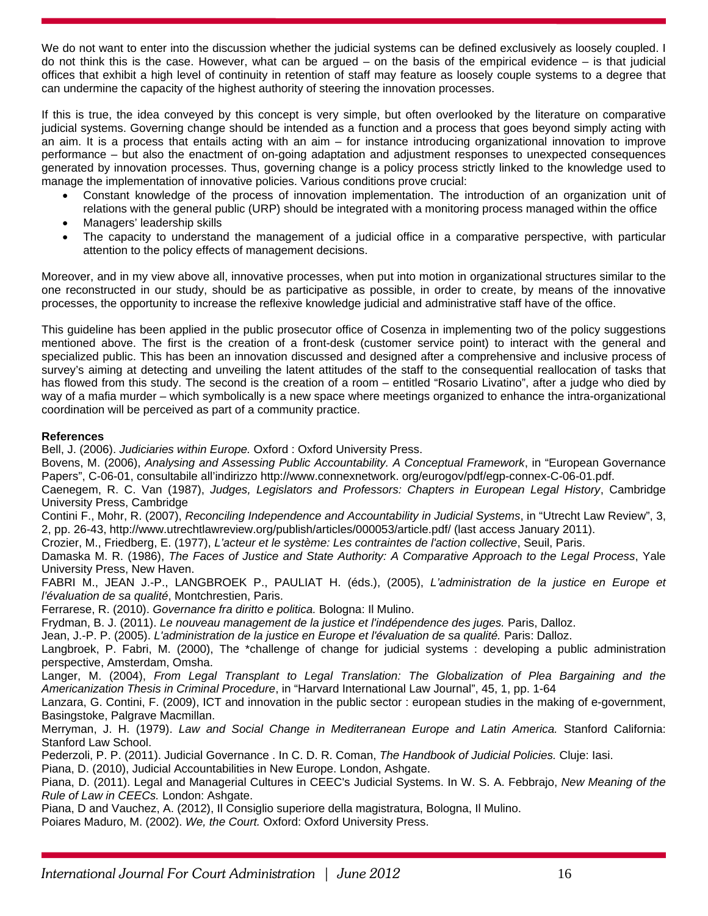We do not want to enter into the discussion whether the judicial systems can be defined exclusively as loosely coupled. I do not think this is the case. However, what can be argued – on the basis of the empirical evidence – is that judicial offices that exhibit a high level of continuity in retention of staff may feature as loosely couple systems to a degree that can undermine the capacity of the highest authority of steering the innovation processes.

If this is true, the idea conveyed by this concept is very simple, but often overlooked by the literature on comparative judicial systems. Governing change should be intended as a function and a process that goes beyond simply acting with an aim. It is a process that entails acting with an aim – for instance introducing organizational innovation to improve performance – but also the enactment of on-going adaptation and adjustment responses to unexpected consequences generated by innovation processes. Thus, governing change is a policy process strictly linked to the knowledge used to manage the implementation of innovative policies. Various conditions prove crucial:

- Constant knowledge of the process of innovation implementation. The introduction of an organization unit of relations with the general public (URP) should be integrated with a monitoring process managed within the office
- Managers' leadership skills
- The capacity to understand the management of a judicial office in a comparative perspective, with particular attention to the policy effects of management decisions.

Moreover, and in my view above all, innovative processes, when put into motion in organizational structures similar to the one reconstructed in our study, should be as participative as possible, in order to create, by means of the innovative processes, the opportunity to increase the reflexive knowledge judicial and administrative staff have of the office.

This guideline has been applied in the public prosecutor office of Cosenza in implementing two of the policy suggestions mentioned above. The first is the creation of a front-desk (customer service point) to interact with the general and specialized public. This has been an innovation discussed and designed after a comprehensive and inclusive process of survey's aiming at detecting and unveiling the latent attitudes of the staff to the consequential reallocation of tasks that has flowed from this study. The second is the creation of a room – entitled "Rosario Livatino", after a judge who died by way of a mafia murder – which symbolically is a new space where meetings organized to enhance the intra-organizational coordination will be perceived as part of a community practice.

**References**

Bell, J. (2006). *Judiciaries within Europe.* Oxford : Oxford University Press.

Bovens, M. (2006), *Analysing and Assessing Public Accountability. A Conceptual Framework*, in "European Governance Papers", C-06-01, consultabile all'indirizzo http://www.connexnetwork. org/eurogov/pdf/egp-connex-C-06-01.pdf.

Caenegem, R. C. Van (1987), *Judges, Legislators and Professors: Chapters in European Legal History*, Cambridge University Press, Cambridge

Contini F., Mohr, R. (2007), *Reconciling Independence and Accountability in Judicial Systems*, in "Utrecht Law Review", 3, 2, pp. 26-43, http://www.utrechtlawreview.org/publish/articles/000053/article.pdf/ (last access January 2011).

Crozier, M., Friedberg, E. (1977), *L'acteur et le système: Les contraintes de l'action collective*, Seuil, Paris.

Damaska M. R. (1986), *The Faces of Justice and State Authority: A Comparative Approach to the Legal Process*, Yale University Press, New Haven.

FABRI M., JEAN J.-P., LANGBROEK P., PAULIAT H. (éds.), (2005), *L'administration de la justice en Europe et l'évaluation de sa qualité*, Montchrestien, Paris.

Ferrarese, R. (2010). *Governance fra diritto e politica.* Bologna: Il Mulino.

Frydman, B. J. (2011). *Le nouveau management de la justice et l'indépendence des juges.* Paris, Dalloz.

Jean, J.-P. P. (2005). *L'administration de la justice en Europe et l'évaluation de sa qualité.* Paris: Dalloz.

Langbroek, P. Fabri, M. (2000), The *challenge of change for judicial systems : developing a public administration perspective, Amsterdam, Omsha.

Langer, M. (2004), *From Legal Transplant to Legal Translation: The Globalization of Plea Bargaining and the Americanization Thesis in Criminal Procedure*, in "Harvard International Law Journal", 45, 1, pp. 1-64

Lanzara, G. Contini, F. (2009), ICT and innovation in the public sector : european studies in the making of e-government, Basingstoke, Palgrave Macmillan.

Merryman, J. H. (1979). *Law and Social Change in Mediterranean Europe and Latin America.* Stanford California: Stanford Law School.

Pederzoli, P. P. (2011). Judicial Governance . In C. D. R. Coman, *The Handbook of Judicial Policies.* Cluje: Iasi.

Piana, D. (2010), Judicial Accountabilities in New Europe. London, Ashgate.

Piana, D. (2011). Legal and Managerial Cultures in CEEC's Judicial Systems. In W. S. A. Febbrajo, *New Meaning of the Rule of Law in CEECs.* London: Ashgate.

Piana, D and Vauchez, A. (2012), Il Consiglio superiore della magistratura, Bologna, Il Mulino.

Poiares Maduro, M. (2002). *We, the Court.* Oxford: Oxford University Press.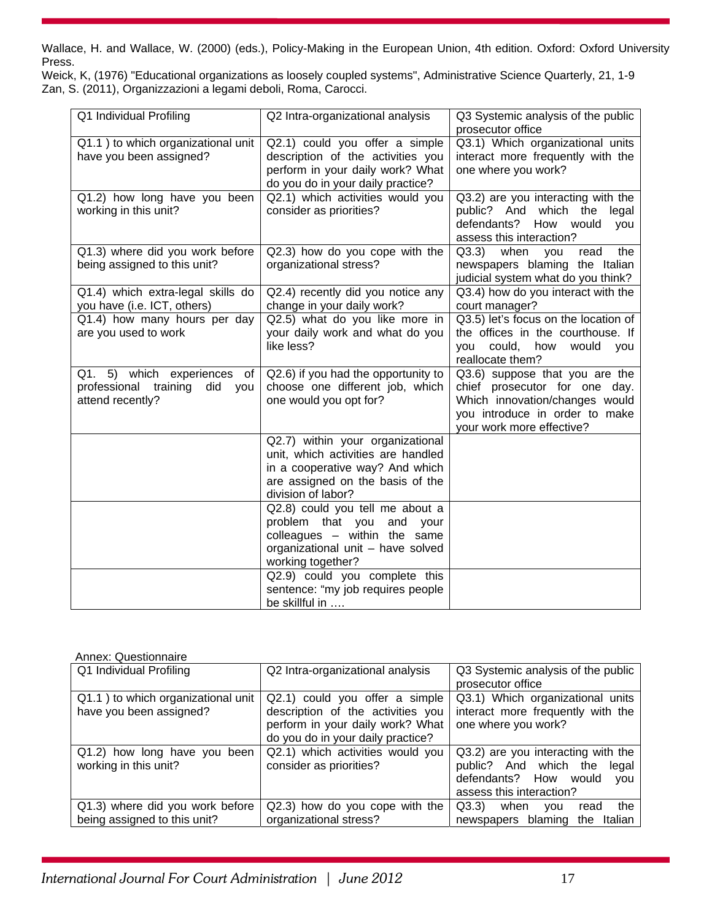Wallace, H. and Wallace, W. (2000) (eds.), Policy-Making in the European Union, 4th edition. Oxford: Oxford University Press.

Weick, K, (1976) "Educational organizations as loosely coupled systems", Administrative Science Quarterly, 21, 1-9

Zan, S. (2011), Organizzazioni a legami deboli, Roma, Carocci.

| Q1 Individual Profiling | Q2 Intra-organizational analysis | Q3 Systemic analysis of the public prosecutor office |
|---|---|---|
| Q1.1 ) to which organizational unit have you been assigned? | Q2.1) could you offer a simple description of the activities you perform in your daily work? What do you do in your daily practice? | Q3.1) Which organizational units interact more frequently with the one where you work? |
| Q1.2) how long have you been working in this unit? | Q2.1) which activities would you consider as priorities? | Q3.2) are you interacting with the public? And which the legal defendants? How would you assess this interaction? |
| Q1.3) where did you work before being assigned to this unit? | Q2.3) how do you cope with the organizational stress? | Q3.3) when you read the newspapers blaming the Italian judicial system what do you think? |
| Q1.4) which extra-legal skills do you have (i.e. ICT, others) | Q2.4) recently did you notice any change in your daily work? | Q3.4) how do you interact with the court manager? |
| Q1.4) how many hours per day are you used to work | Q2.5) what do you like more in your daily work and what do you like less? | Q3.5) let's focus on the location of the offices in the courthouse. If you could, how would you reallocate them? |
| Q1. 5) which experiences of professional training did you attend recently? | Q2.6) if you had the opportunity to choose one different job, which one would you opt for? | Q3.6) suppose that you are the chief prosecutor for one day. Which innovation/changes would you introduce in order to make your work more effective? |
| | Q2.7) within your organizational unit, which activities are handled in a cooperative way? And which are assigned on the basis of the division of labor? | |
| | Q2.8) could you tell me about a problem that you and your colleagues – within the same organizational unit – have solved working together? | |
| | Q2.9) could you complete this sentence: "my job requires people be skillful in …. | |

Annex: Questionnaire

| Q1 Individual Profiling | Q2 Intra-organizational analysis | Q3 Systemic analysis of the public prosecutor office |
|---|---|---|
| Q1.1 ) to which organizational unit have you been assigned? | Q2.1) could you offer a simple description of the activities you perform in your daily work? What do you do in your daily practice? | Q3.1) Which organizational units interact more frequently with the one where you work? |
| Q1.2) how long have you been working in this unit? | Q2.1) which activities would you consider as priorities? | Q3.2) are you interacting with the public? And which the legal defendants? How would you assess this interaction? |
| Q1.3) where did you work before being assigned to this unit? | Q2.3) how do you cope with the organizational stress? | Q3.3) when you read the newspapers blaming the Italian |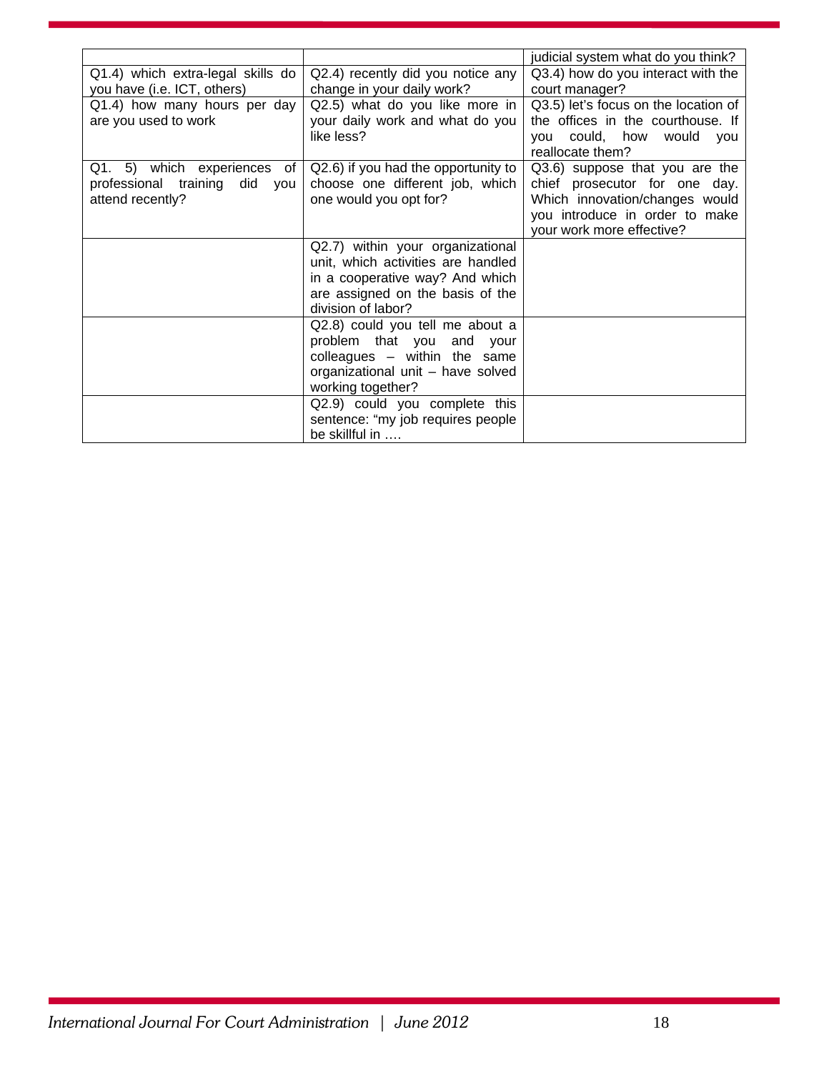| | | |
|---|---|---|
| | | judicial system what do you think? |
| Q1.4) which extra-legal skills do you have (i.e. ICT, others) | Q2.4) recently did you notice any change in your daily work? | Q3.4) how do you interact with the court manager? |
| Q1.4) how many hours per day are you used to work | Q2.5) what do you like more in your daily work and what do you like less? | Q3.5) let's focus on the location of the offices in the courthouse. If you could, how would you reallocate them? |
| Q1. 5) which experiences of professional training did you attend recently? | Q2.6) if you had the opportunity to choose one different job, which one would you opt for? | Q3.6) suppose that you are the chief prosecutor for one day. Which innovation/changes would you introduce in order to make your work more effective? |
| | Q2.7) within your organizational unit, which activities are handled in a cooperative way? And which are assigned on the basis of the division of labor? | |
| | Q2.8) could you tell me about a problem that you and your colleagues – within the same organizational unit – have solved working together? | |
| | Q2.9) could you complete this sentence: "my job requires people be skillful in …. | |